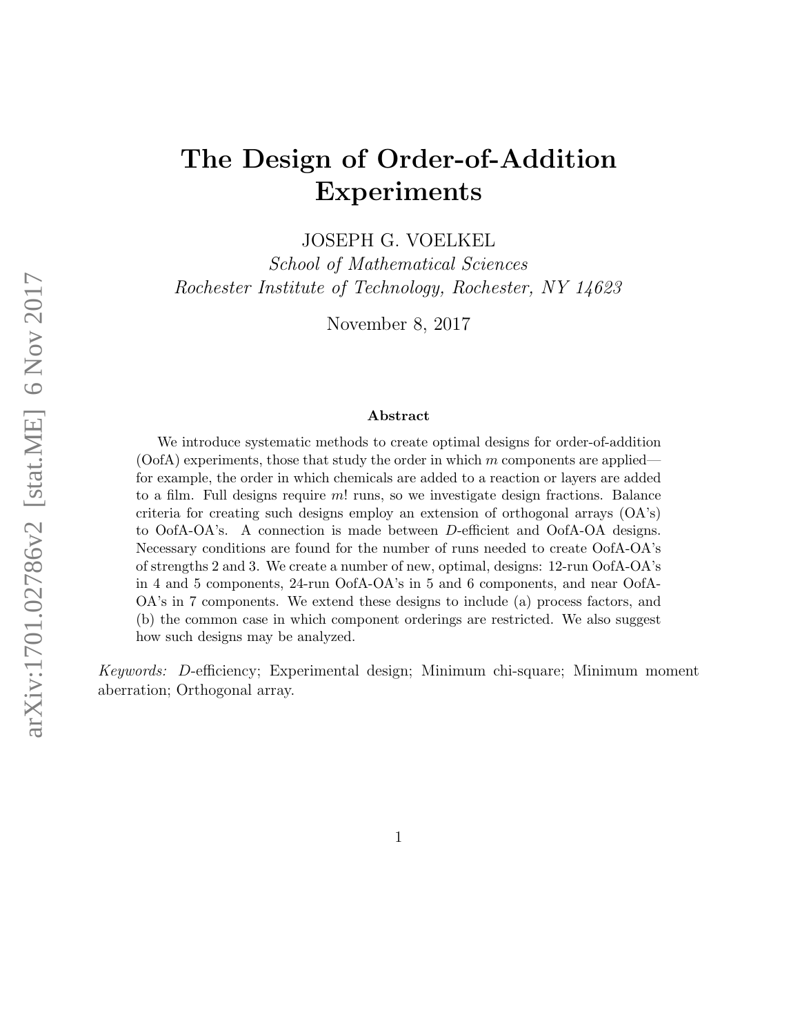# The Design of Order-of-Addition Experiments

JOSEPH G. VOELKEL

*School of Mathematical Sciences*
*Rochester Institute of Technology, Rochester, NY 14623*

November 8, 2017

### Abstract

We introduce systematic methods to create optimal designs for order-of-addition (OofA) experiments, those that study the order in which $m$ components are applied—for example, the order in which chemicals are added to a reaction or layers are added to a film. Full designs require $m!$ runs, so we investigate design fractions. Balance criteria for creating such designs employ an extension of orthogonal arrays (OA's) to OofA-OA's. A connection is made between $D$-efficient and OofA-OA designs. Necessary conditions are found for the number of runs needed to create OofA-OA's of strengths 2 and 3. We create a number of new, optimal, designs: 12-run OofA-OA's in 4 and 5 components, 24-run OofA-OA's in 5 and 6 components, and near OofA-OA's in 7 components. We extend these designs to include (a) process factors, and (b) the common case in which component orderings are restricted. We also suggest how such designs may be analyzed.

*Keywords:* $D$-efficiency; Experimental design; Minimum chi-square; Minimum moment aberration; Orthogonal array.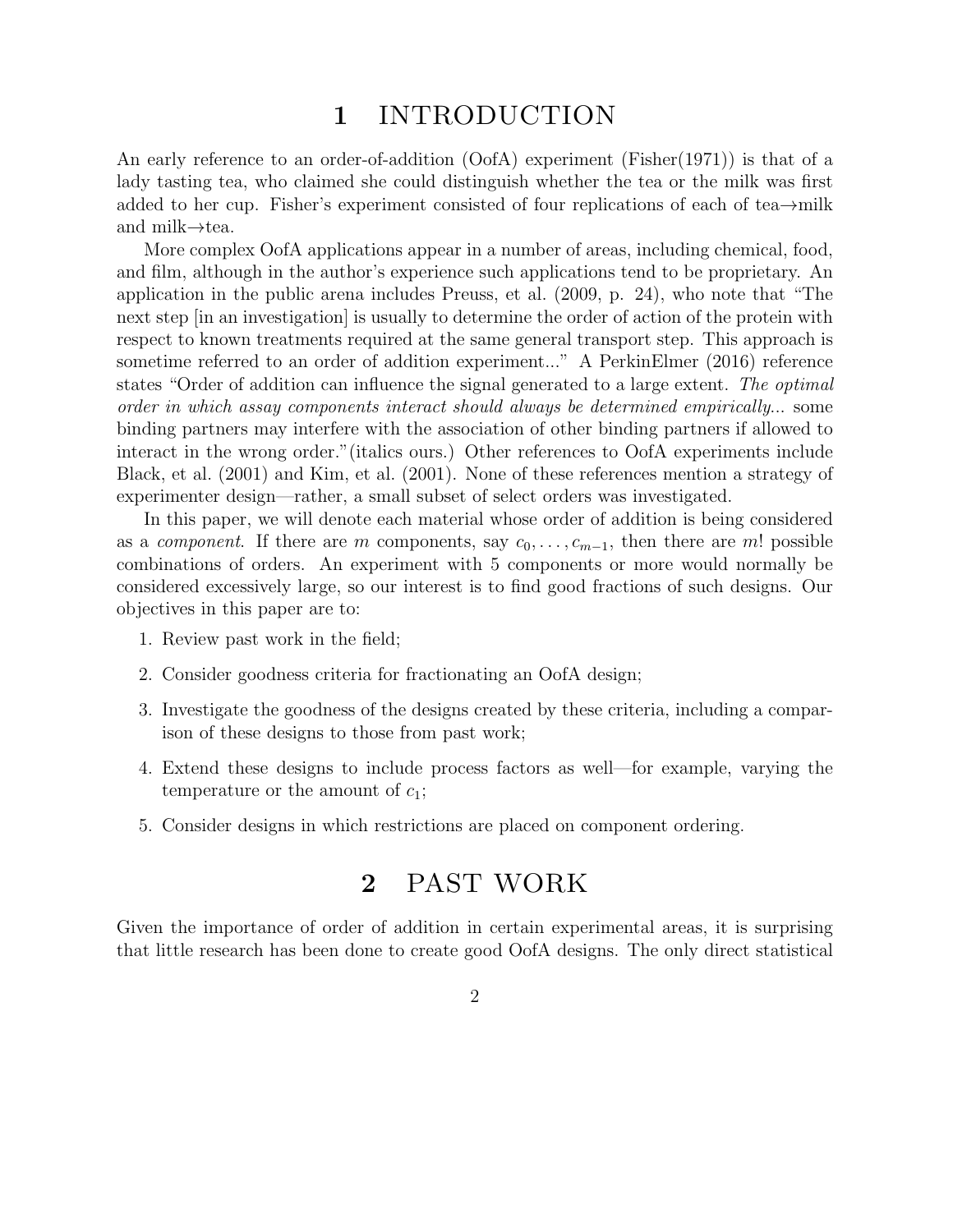# 1 INTRODUCTION

An early reference to an order-of-addition (OofA) experiment (Fisher(1971)) is that of a lady tasting tea, who claimed she could distinguish whether the tea or the milk was first added to her cup. Fisher's experiment consisted of four replications of each of tea→milk and milk→tea.

More complex OofA applications appear in a number of areas, including chemical, food, and film, although in the author's experience such applications tend to be proprietary. An application in the public arena includes Preuss, et al. (2009, p. 24), who note that "The next step [in an investigation] is usually to determine the order of action of the protein with respect to known treatments required at the same general transport step. This approach is sometime referred to an order of addition experiment..." A PerkinElmer (2016) reference states "Order of addition can influence the signal generated to a large extent. *The optimal order in which assay components interact should always be determined empirically...* some binding partners may interfere with the association of other binding partners if allowed to interact in the wrong order."(italics ours.) Other references to OofA experiments include Black, et al. (2001) and Kim, et al. (2001). None of these references mention a strategy of experimenter design—rather, a small subset of select orders was investigated.

In this paper, we will denote each material whose order of addition is being considered as a *component*. If there are $m$ components, say $c_0, \ldots, c_{m-1}$, then there are $m!$ possible combinations of orders. An experiment with 5 components or more would normally be considered excessively large, so our interest is to find good fractions of such designs. Our objectives in this paper are to:

1. Review past work in the field;
2. Consider goodness criteria for fractionating an OofA design;
3. Investigate the goodness of the designs created by these criteria, including a comparison of these designs to those from past work;
4. Extend these designs to include process factors as well—for example, varying the temperature or the amount of $c_1$;
5. Consider designs in which restrictions are placed on component ordering.

# 2 PAST WORK

Given the importance of order of addition in certain experimental areas, it is surprising that little research has been done to create good OofA designs. The only direct statistical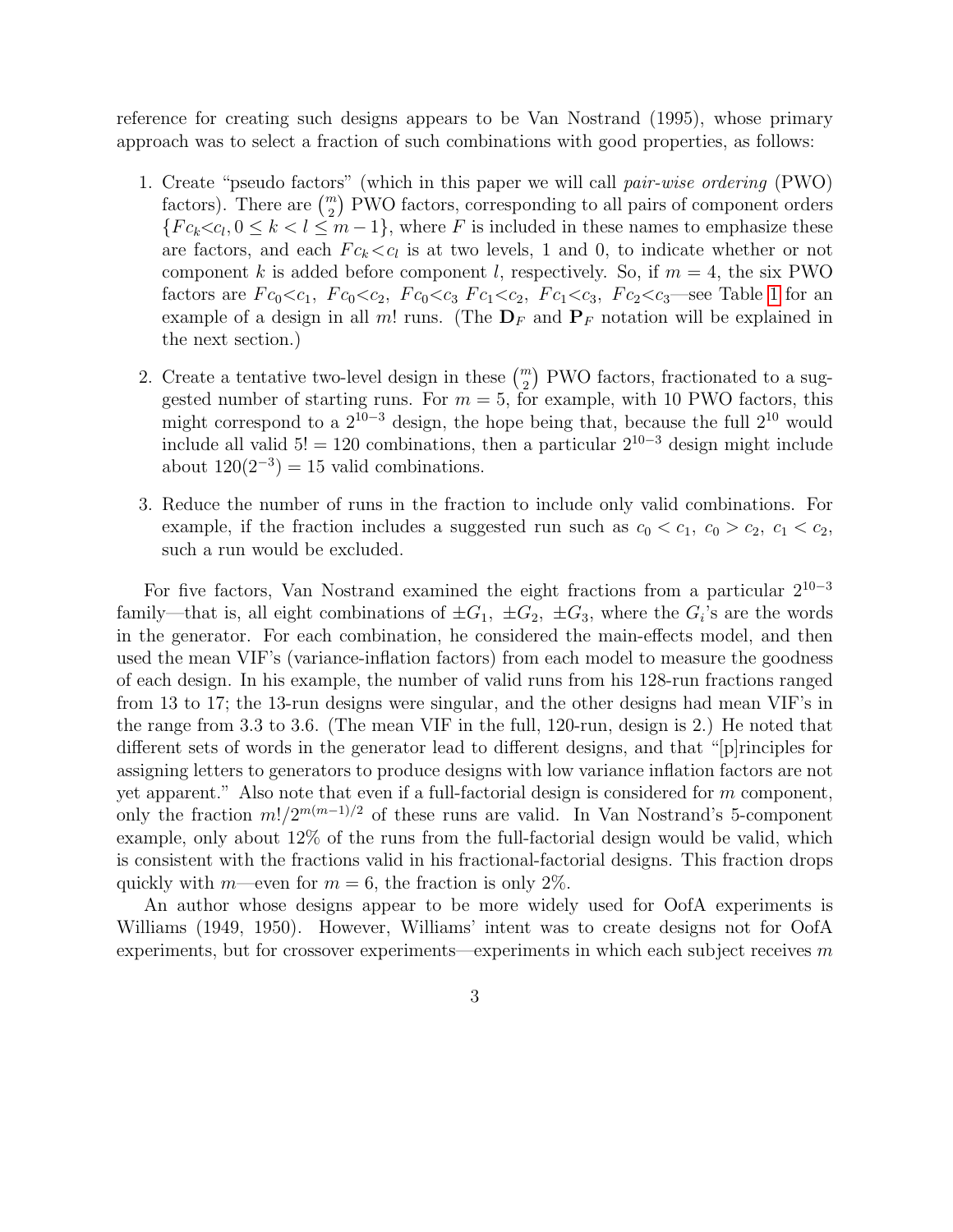reference for creating such designs appears to be Van Nostrand (1995), whose primary approach was to select a fraction of such combinations with good properties, as follows:

1. Create "pseudo factors" (which in this paper we will call *pair-wise ordering* (PWO) factors). There are $\binom{m}{2}$ PWO factors, corresponding to all pairs of component orders $\{Fc_k{<}c_l, 0 \leq k < l \leq m-1\}$, where $F$ is included in these names to emphasize these are factors, and each $Fc_k{<}c_l$ is at two levels, 1 and 0, to indicate whether or not component $k$ is added before component $l$, respectively. So, if $m = 4$, the six PWO factors are $Fc_0{<}c_1$, $Fc_0{<}c_2$, $Fc_0{<}c_3$ $Fc_1{<}c_2$, $Fc_1{<}c_3$, $Fc_2{<}c_3$—see Table 1 for an example of a design in all $m!$ runs. (The $\mathbf{D}_F$ and $\mathbf{P}_F$ notation will be explained in the next section.)

2. Create a tentative two-level design in these $\binom{m}{2}$ PWO factors, fractionated to a suggested number of starting runs. For $m = 5$, for example, with 10 PWO factors, this might correspond to a $2^{10-3}$ design, the hope being that, because the full $2^{10}$ would include all valid $5! = 120$ combinations, then a particular $2^{10-3}$ design might include about $120(2^{-3}) = 15$ valid combinations.

3. Reduce the number of runs in the fraction to include only valid combinations. For example, if the fraction includes a suggested run such as $c_0 < c_1$, $c_0 > c_2$, $c_1 < c_2$, such a run would be excluded.

For five factors, Van Nostrand examined the eight fractions from a particular $2^{10-3}$ family—that is, all eight combinations of $\pm G_1$, $\pm G_2$, $\pm G_3$, where the $G_i$'s are the words in the generator. For each combination, he considered the main-effects model, and then used the mean VIF's (variance-inflation factors) from each model to measure the goodness of each design. In his example, the number of valid runs from his 128-run fractions ranged from 13 to 17; the 13-run designs were singular, and the other designs had mean VIF's in the range from 3.3 to 3.6. (The mean VIF in the full, 120-run, design is 2.) He noted that different sets of words in the generator lead to different designs, and that "[p]rinciples for assigning letters to generators to produce designs with low variance inflation factors are not yet apparent." Also note that even if a full-factorial design is considered for $m$ component, only the fraction $m!/2^{m(m-1)/2}$ of these runs are valid. In Van Nostrand's 5-component example, only about 12% of the runs from the full-factorial design would be valid, which is consistent with the fractions valid in his fractional-factorial designs. This fraction drops quickly with $m$—even for $m = 6$, the fraction is only 2%.

An author whose designs appear to be more widely used for OofA experiments is Williams (1949, 1950). However, Williams' intent was to create designs not for OofA experiments, but for crossover experiments—experiments in which each subject receives $m$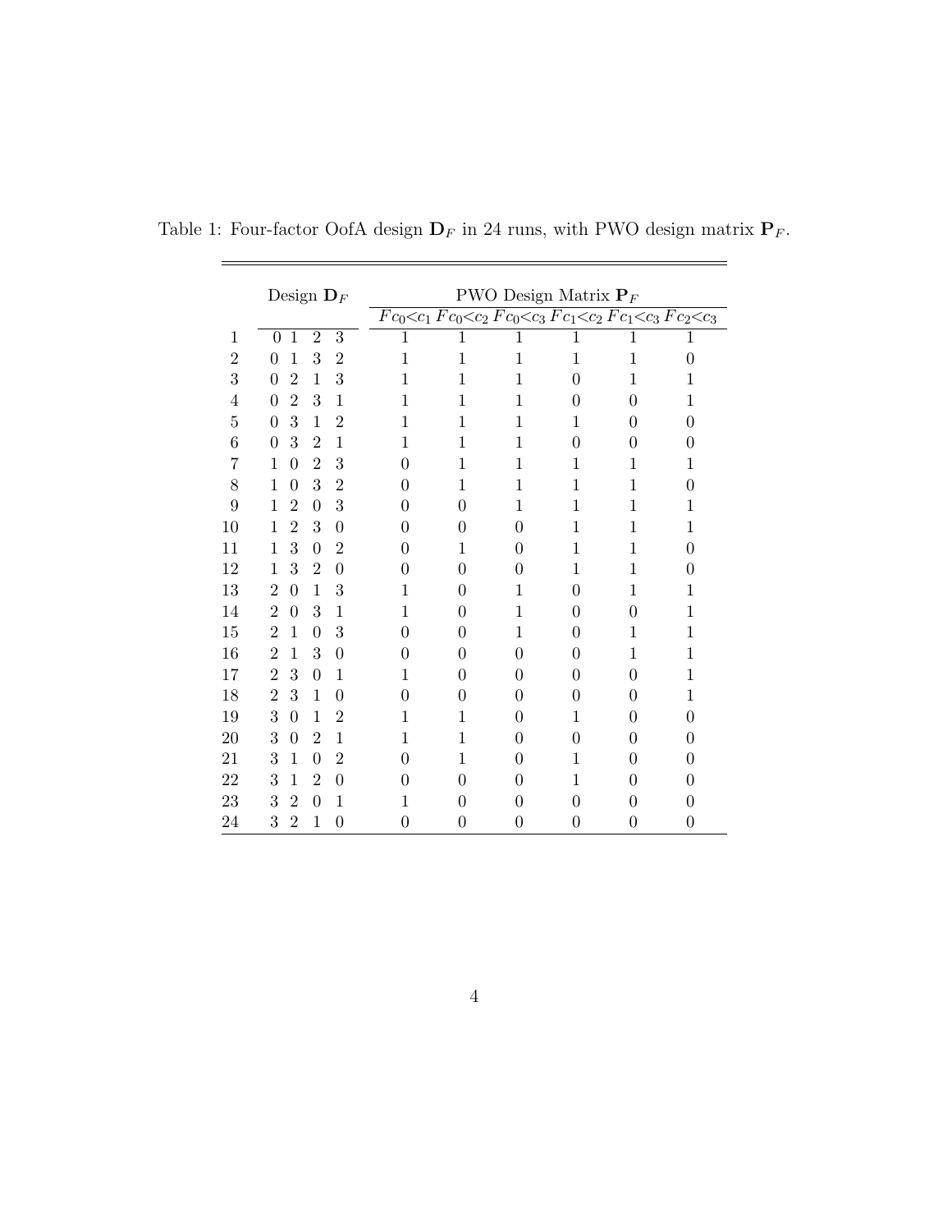Table 1: Four-factor OofA design $\mathbf{D}_F$ in 24 runs, with PWO design matrix $\mathbf{P}_F$.

| | Design $\mathbf{D}_F$ | | | | PWO Design Matrix $\mathbf{P}_F$ | | | | | |
|---|---|---|---|---|---|---|---|---|---|---|
| | | | | | $Fc_0{<}c_1$ | $Fc_0{<}c_2$ | $Fc_0{<}c_3$ | $Fc_1{<}c_2$ | $Fc_1{<}c_3$ | $Fc_2{<}c_3$ |
| 1 | 0 | 1 | 2 | 3 | 1 | 1 | 1 | 1 | 1 | 1 |
| 2 | 0 | 1 | 3 | 2 | 1 | 1 | 1 | 1 | 1 | 0 |
| 3 | 0 | 2 | 1 | 3 | 1 | 1 | 1 | 0 | 1 | 1 |
| 4 | 0 | 2 | 3 | 1 | 1 | 1 | 1 | 0 | 0 | 1 |
| 5 | 0 | 3 | 1 | 2 | 1 | 1 | 1 | 1 | 0 | 0 |
| 6 | 0 | 3 | 2 | 1 | 1 | 1 | 1 | 0 | 0 | 0 |
| 7 | 1 | 0 | 2 | 3 | 0 | 1 | 1 | 1 | 1 | 1 |
| 8 | 1 | 0 | 3 | 2 | 0 | 1 | 1 | 1 | 1 | 0 |
| 9 | 1 | 2 | 0 | 3 | 0 | 0 | 1 | 1 | 1 | 1 |
| 10 | 1 | 2 | 3 | 0 | 0 | 0 | 0 | 1 | 1 | 1 |
| 11 | 1 | 3 | 0 | 2 | 0 | 1 | 0 | 1 | 1 | 0 |
| 12 | 1 | 3 | 2 | 0 | 0 | 0 | 0 | 1 | 1 | 0 |
| 13 | 2 | 0 | 1 | 3 | 1 | 0 | 1 | 0 | 1 | 1 |
| 14 | 2 | 0 | 3 | 1 | 1 | 0 | 1 | 0 | 0 | 1 |
| 15 | 2 | 1 | 0 | 3 | 0 | 0 | 1 | 0 | 1 | 1 |
| 16 | 2 | 1 | 3 | 0 | 0 | 0 | 0 | 0 | 1 | 1 |
| 17 | 2 | 3 | 0 | 1 | 1 | 0 | 0 | 0 | 0 | 1 |
| 18 | 2 | 3 | 1 | 0 | 0 | 0 | 0 | 0 | 0 | 1 |
| 19 | 3 | 0 | 1 | 2 | 1 | 1 | 0 | 1 | 0 | 0 |
| 20 | 3 | 0 | 2 | 1 | 1 | 1 | 0 | 0 | 0 | 0 |
| 21 | 3 | 1 | 0 | 2 | 0 | 1 | 0 | 1 | 0 | 0 |
| 22 | 3 | 1 | 2 | 0 | 0 | 0 | 0 | 1 | 0 | 0 |
| 23 | 3 | 2 | 0 | 1 | 1 | 0 | 0 | 0 | 0 | 0 |
| 24 | 3 | 2 | 1 | 0 | 0 | 0 | 0 | 0 | 0 | 0 |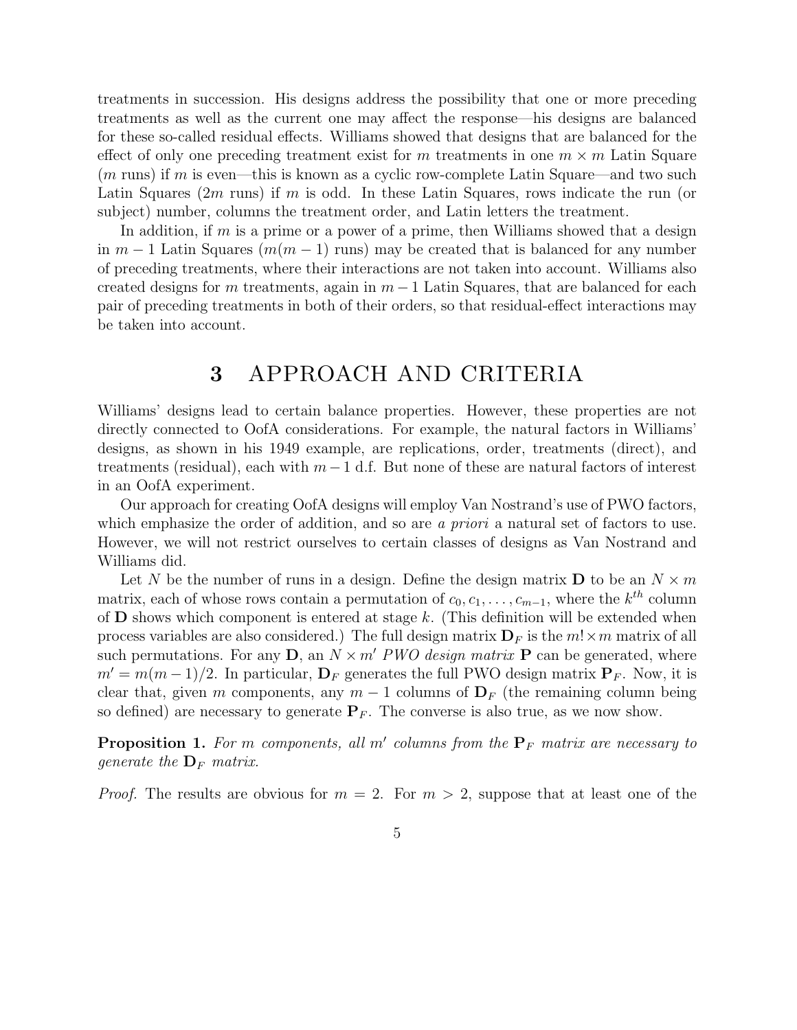treatments in succession. His designs address the possibility that one or more preceding treatments as well as the current one may affect the response—his designs are balanced for these so-called residual effects. Williams showed that designs that are balanced for the effect of only one preceding treatment exist for $m$ treatments in one $m \times m$ Latin Square ($m$ runs) if $m$ is even—this is known as a cyclic row-complete Latin Square—and two such Latin Squares ($2m$ runs) if $m$ is odd. In these Latin Squares, rows indicate the run (or subject) number, columns the treatment order, and Latin letters the treatment.

In addition, if $m$ is a prime or a power of a prime, then Williams showed that a design in $m-1$ Latin Squares ($m(m-1)$ runs) may be created that is balanced for any number of preceding treatments, where their interactions are not taken into account. Williams also created designs for $m$ treatments, again in $m-1$ Latin Squares, that are balanced for each pair of preceding treatments in both of their orders, so that residual-effect interactions may be taken into account.

# 3 APPROACH AND CRITERIA

Williams' designs lead to certain balance properties. However, these properties are not directly connected to OofA considerations. For example, the natural factors in Williams' designs, as shown in his 1949 example, are replications, order, treatments (direct), and treatments (residual), each with $m-1$ d.f. But none of these are natural factors of interest in an OofA experiment.

Our approach for creating OofA designs will employ Van Nostrand's use of PWO factors, which emphasize the order of addition, and so are *a priori* a natural set of factors to use. However, we will not restrict ourselves to certain classes of designs as Van Nostrand and Williams did.

Let $N$ be the number of runs in a design. Define the design matrix $\mathbf{D}$ to be an $N \times m$ matrix, each of whose rows contain a permutation of $c_0, c_1, \ldots, c_{m-1}$, where the $k^{th}$ column of $\mathbf{D}$ shows which component is entered at stage $k$. (This definition will be extended when process variables are also considered.) The full design matrix $\mathbf{D}_F$ is the $m! \times m$ matrix of all such permutations. For any $\mathbf{D}$, an $N \times m'$ *PWO design matrix* $\mathbf{P}$ can be generated, where $m' = m(m-1)/2$. In particular, $\mathbf{D}_F$ generates the full PWO design matrix $\mathbf{P}_F$. Now, it is clear that, given $m$ components, any $m-1$ columns of $\mathbf{D}_F$ (the remaining column being so defined) are necessary to generate $\mathbf{P}_F$. The converse is also true, as we now show.

**Proposition 1.** *For $m$ components, all $m'$ columns from the $\mathbf{P}_F$ matrix are necessary to generate the $\mathbf{D}_F$ matrix.*

*Proof.* The results are obvious for $m = 2$. For $m > 2$, suppose that at least one of the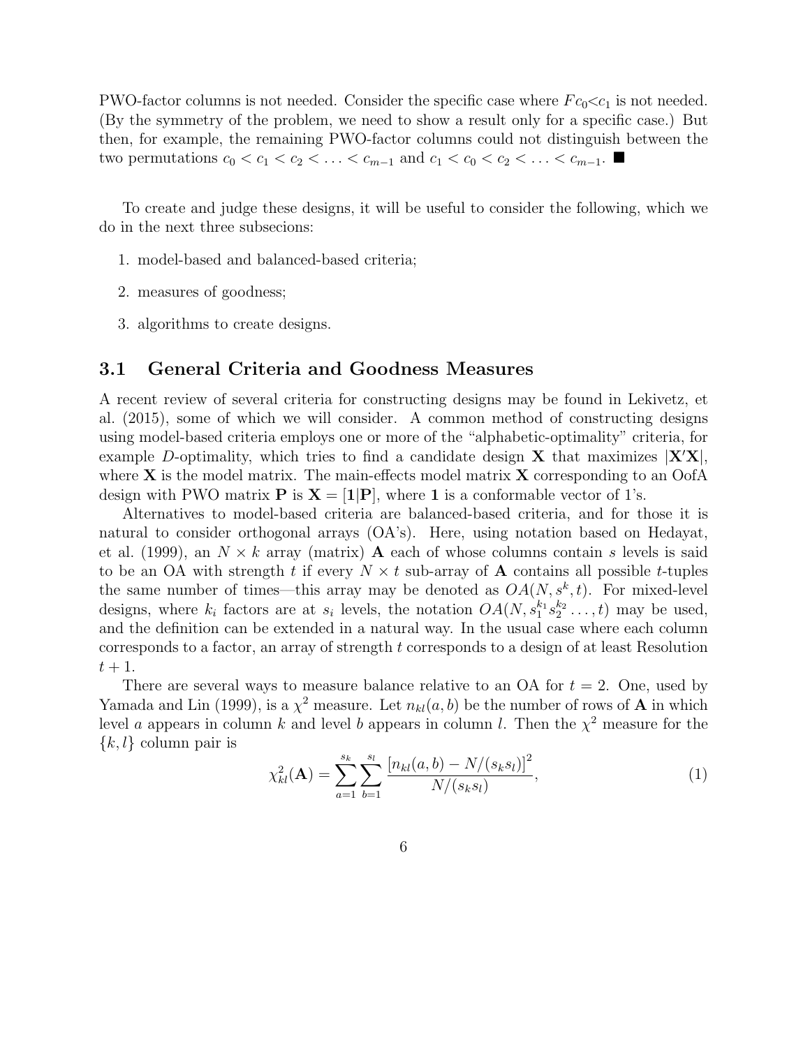PWO-factor columns is not needed. Consider the specific case where $Fc_0{<}c_1$ is not needed. (By the symmetry of the problem, we need to show a result only for a specific case.) But then, for example, the remaining PWO-factor columns could not distinguish between the two permutations $c_0 < c_1 < c_2 < \ldots < c_{m-1}$ and $c_1 < c_0 < c_2 < \ldots < c_{m-1}$. ■

To create and judge these designs, it will be useful to consider the following, which we do in the next three subsecions:

1. model-based and balanced-based criteria;
2. measures of goodness;
3. algorithms to create designs.

### 3.1 General Criteria and Goodness Measures

A recent review of several criteria for constructing designs may be found in Lekivetz, et al. (2015), some of which we will consider. A common method of constructing designs using model-based criteria employs one or more of the "alphabetic-optimality" criteria, for example $D$-optimality, which tries to find a candidate design $\mathbf{X}$ that maximizes $|\mathbf{X}'\mathbf{X}|$, where $\mathbf{X}$ is the model matrix. The main-effects model matrix $\mathbf{X}$ corresponding to an OofA design with PWO matrix $\mathbf{P}$ is $\mathbf{X} = [\mathbf{1}|\mathbf{P}]$, where $\mathbf{1}$ is a conformable vector of 1's.

Alternatives to model-based criteria are balanced-based criteria, and for those it is natural to consider orthogonal arrays (OA's). Here, using notation based on Hedayat, et al. (1999), an $N \times k$ array (matrix) $\mathbf{A}$ each of whose columns contain $s$ levels is said to be an OA with strength $t$ if every $N \times t$ sub-array of $\mathbf{A}$ contains all possible $t$-tuples the same number of times—this array may be denoted as $OA(N, s^k, t)$. For mixed-level designs, where $k_i$ factors are at $s_i$ levels, the notation $OA(N, s_1^{k_1} s_2^{k_2} \ldots, t)$ may be used, and the definition can be extended in a natural way. In the usual case where each column corresponds to a factor, an array of strength $t$ corresponds to a design of at least Resolution $t + 1$.

There are several ways to measure balance relative to an OA for $t = 2$. One, used by Yamada and Lin (1999), is a $\chi^2$ measure. Let $n_{kl}(a, b)$ be the number of rows of $\mathbf{A}$ in which level $a$ appears in column $k$ and level $b$ appears in column $l$. Then the $\chi^2$ measure for the $\{k, l\}$ column pair is

$$\chi^2_{kl}(\mathbf{A}) = \sum_{a=1}^{s_k} \sum_{b=1}^{s_l} \frac{[n_{kl}(a, b) - N/(s_k s_l)]^2}{N/(s_k s_l)}, \tag{1}$$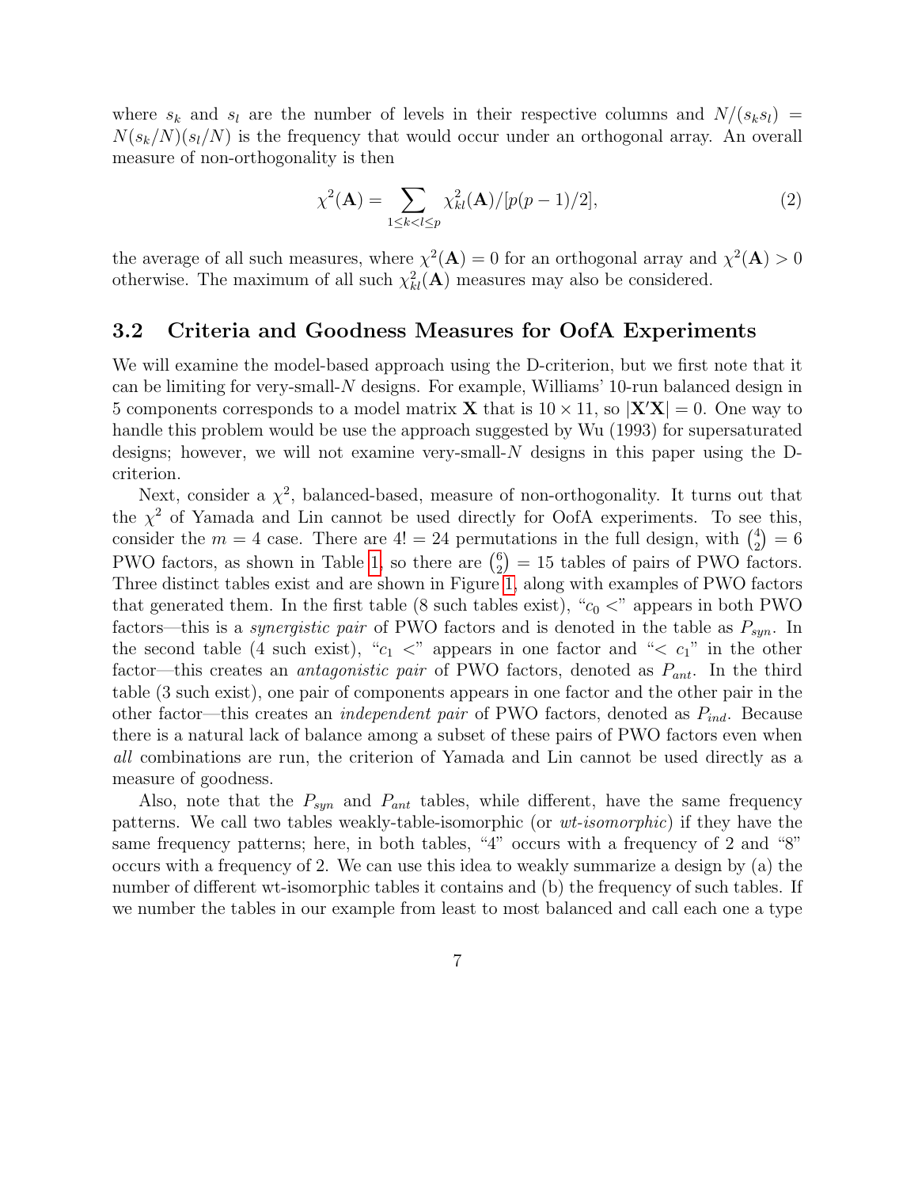where $s_k$ and $s_l$ are the number of levels in their respective columns and $N/(s_k s_l) = N(s_k/N)(s_l/N)$ is the frequency that would occur under an orthogonal array. An overall measure of non-orthogonality is then

$$\chi^2(\mathbf{A}) = \sum_{1 \le k < l \le p} \chi^2_{kl}(\mathbf{A})/[p(p-1)/2], \tag{2}$$

the average of all such measures, where $\chi^2(\mathbf{A}) = 0$ for an orthogonal array and $\chi^2(\mathbf{A}) > 0$ otherwise. The maximum of all such $\chi^2_{kl}(\mathbf{A})$ measures may also be considered.

## 3.2 Criteria and Goodness Measures for OofA Experiments

We will examine the model-based approach using the D-criterion, but we first note that it can be limiting for very-small-$N$ designs. For example, Williams' 10-run balanced design in 5 components corresponds to a model matrix $\mathbf{X}$ that is $10 \times 11$, so $|\mathbf{X}'\mathbf{X}| = 0$. One way to handle this problem would be use the approach suggested by Wu (1993) for supersaturated designs; however, we will not examine very-small-$N$ designs in this paper using the D-criterion.

Next, consider a $\chi^2$, balanced-based, measure of non-orthogonality. It turns out that the $\chi^2$ of Yamada and Lin cannot be used directly for OofA experiments. To see this, consider the $m = 4$ case. There are $4! = 24$ permutations in the full design, with $\binom{4}{2} = 6$ PWO factors, as shown in Table 1, so there are $\binom{6}{2} = 15$ tables of pairs of PWO factors. Three distinct tables exist and are shown in Figure 1, along with examples of PWO factors that generated them. In the first table (8 such tables exist), "$c_0 <$" appears in both PWO factors—this is a *synergistic pair* of PWO factors and is denoted in the table as $P_{syn}$. In the second table (4 such exist), "$c_1 <$" appears in one factor and "$< c_1$" in the other factor—this creates an *antagonistic pair* of PWO factors, denoted as $P_{ant}$. In the third table (3 such exist), one pair of components appears in one factor and the other pair in the other factor—this creates an *independent pair* of PWO factors, denoted as $P_{ind}$. Because there is a natural lack of balance among a subset of these pairs of PWO factors even when *all* combinations are run, the criterion of Yamada and Lin cannot be used directly as a measure of goodness.

Also, note that the $P_{syn}$ and $P_{ant}$ tables, while different, have the same frequency patterns. We call two tables weakly-table-isomorphic (or *wt-isomorphic*) if they have the same frequency patterns; here, in both tables, "4" occurs with a frequency of 2 and "8" occurs with a frequency of 2. We can use this idea to weakly summarize a design by (a) the number of different wt-isomorphic tables it contains and (b) the frequency of such tables. If we number the tables in our example from least to most balanced and call each one a type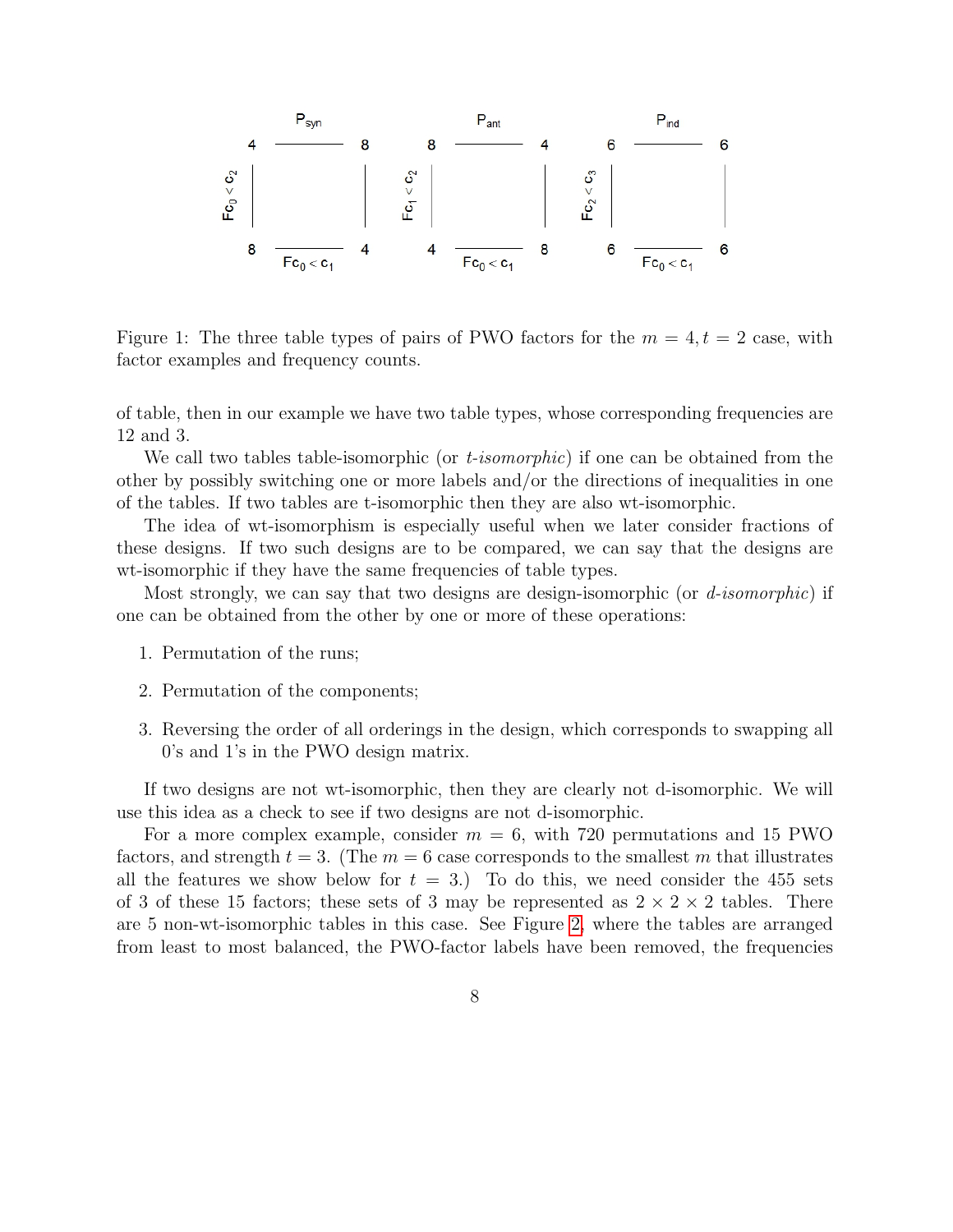Figure 1: The three table types of pairs of PWO factors for the $m = 4, t = 2$ case, with factor examples and frequency counts.

of table, then in our example we have two table types, whose corresponding frequencies are 12 and 3.

We call two tables table-isomorphic (or *t-isomorphic*) if one can be obtained from the other by possibly switching one or more labels and/or the directions of inequalities in one of the tables. If two tables are t-isomorphic then they are also wt-isomorphic.

The idea of wt-isomorphism is especially useful when we later consider fractions of these designs. If two such designs are to be compared, we can say that the designs are wt-isomorphic if they have the same frequencies of table types.

Most strongly, we can say that two designs are design-isomorphic (or *d-isomorphic*) if one can be obtained from the other by one or more of these operations:

1. Permutation of the runs;
2. Permutation of the components;
3. Reversing the order of all orderings in the design, which corresponds to swapping all 0's and 1's in the PWO design matrix.

If two designs are not wt-isomorphic, then they are clearly not d-isomorphic. We will use this idea as a check to see if two designs are not d-isomorphic.

For a more complex example, consider $m = 6$, with 720 permutations and 15 PWO factors, and strength $t = 3$. (The $m = 6$ case corresponds to the smallest $m$ that illustrates all the features we show below for $t = 3$.) To do this, we need consider the 455 sets of 3 of these 15 factors; these sets of 3 may be represented as $2 \times 2 \times 2$ tables. There are 5 non-wt-isomorphic tables in this case. See Figure 2, where the tables are arranged from least to most balanced, the PWO-factor labels have been removed, the frequencies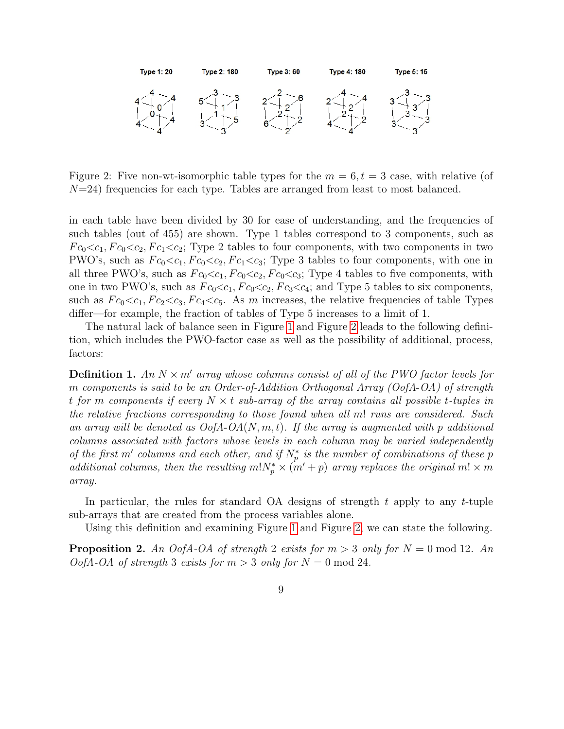Type 1: 20 Type 2: 180 Type 3: 60 Type 4: 180 Type 5: 15

Figure 2: Five non-wt-isomorphic table types for the $m = 6, t = 3$ case, with relative (of $N$=24) frequencies for each type. Tables are arranged from least to most balanced.

in each table have been divided by 30 for ease of understanding, and the frequencies of such tables (out of 455) are shown. Type 1 tables correspond to 3 components, such as $Fc_0{<}c_1, Fc_0{<}c_2, Fc_1{<}c_2$; Type 2 tables to four components, with two components in two PWO's, such as $Fc_0{<}c_1, Fc_0{<}c_2, Fc_1{<}c_3$; Type 3 tables to four components, with one in all three PWO's, such as $Fc_0{<}c_1, Fc_0{<}c_2, Fc_0{<}c_3$; Type 4 tables to five components, with one in two PWO's, such as $Fc_0{<}c_1, Fc_0{<}c_2, Fc_3{<}c_4$; and Type 5 tables to six components, such as $Fc_0{<}c_1, Fc_2{<}c_3, Fc_4{<}c_5$. As $m$ increases, the relative frequencies of table Types differ—for example, the fraction of tables of Type 5 increases to a limit of 1.

The natural lack of balance seen in Figure 1 and Figure 2 leads to the following definition, which includes the PWO-factor case as well as the possibility of additional, process, factors:

**Definition 1.** *An $N \times m'$ array whose columns consist of all of the PWO factor levels for $m$ components is said to be an Order-of-Addition Orthogonal Array (OofA-OA) of strength $t$ for $m$ components if every $N \times t$ sub-array of the array contains all possible $t$-tuples in the relative fractions corresponding to those found when all $m!$ runs are considered. Such an array will be denoted as OofA-OA$(N, m, t)$. If the array is augmented with $p$ additional columns associated with factors whose levels in each column may be varied independently of the first $m'$ columns and each other, and if $N_p^*$ is the number of combinations of these $p$ additional columns, then the resulting $m!N_p^* \times (m' + p)$ array replaces the original $m! \times m$ array.*

In particular, the rules for standard OA designs of strength $t$ apply to any $t$-tuple sub-arrays that are created from the process variables alone.

Using this definition and examining Figure 1 and Figure 2, we can state the following.

**Proposition 2.** *An OofA-OA of strength 2 exists for $m > 3$ only for $N = 0 \bmod 12$. An OofA-OA of strength 3 exists for $m > 3$ only for $N = 0 \bmod 24$.*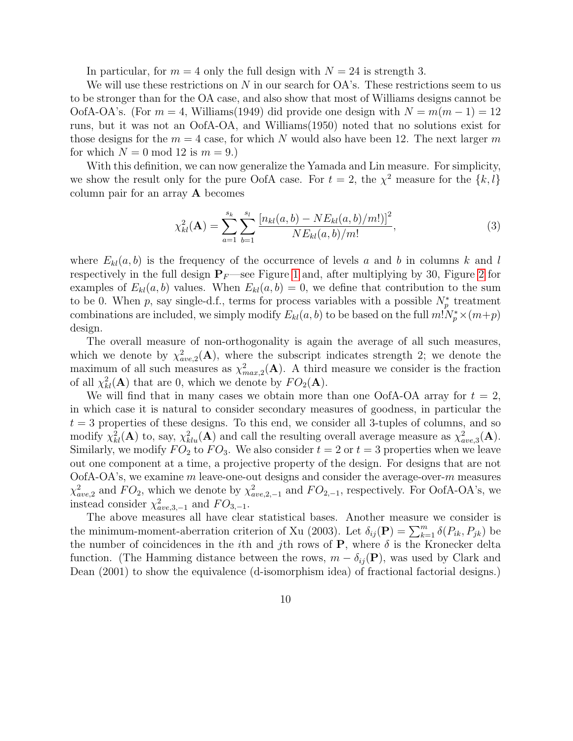In particular, for $m = 4$ only the full design with $N = 24$ is strength 3.

We will use these restrictions on $N$ in our search for OA's. These restrictions seem to us to be stronger than for the OA case, and also show that most of Williams designs cannot be OofA-OA's. (For $m = 4$, Williams(1949) did provide one design with $N = m(m-1) = 12$ runs, but it was not an OofA-OA, and Williams(1950) noted that no solutions exist for those designs for the $m = 4$ case, for which $N$ would also have been 12. The next larger $m$ for which $N = 0 \bmod 12$ is $m = 9$.)

With this definition, we can now generalize the Yamada and Lin measure. For simplicity, we show the result only for the pure OofA case. For $t = 2$, the $\chi^2$ measure for the $\{k, l\}$ column pair for an array $\mathbf{A}$ becomes

$$\chi^2_{kl}(\mathbf{A}) = \sum_{a=1}^{s_k} \sum_{b=1}^{s_l} \frac{[n_{kl}(a,b) - NE_{kl}(a,b)/m!]^2}{NE_{kl}(a,b)/m!}, \tag{3}$$

where $E_{kl}(a,b)$ is the frequency of the occurrence of levels $a$ and $b$ in columns $k$ and $l$ respectively in the full design $\mathbf{P}_F$—see Figure 1 and, after multiplying by 30, Figure 2 for examples of $E_{kl}(a,b)$ values. When $E_{kl}(a,b) = 0$, we define that contribution to the sum to be 0. When $p$, say single-d.f., terms for process variables with a possible $N_p^*$ treatment combinations are included, we simply modify $E_{kl}(a,b)$ to be based on the full $m!N_p^* \times (m+p)$ design.

The overall measure of non-orthogonality is again the average of all such measures, which we denote by $\chi^2_{ave,2}(\mathbf{A})$, where the subscript indicates strength 2; we denote the maximum of all such measures as $\chi^2_{max,2}(\mathbf{A})$. A third measure we consider is the fraction of all $\chi^2_{kl}(\mathbf{A})$ that are 0, which we denote by $FO_2(\mathbf{A})$.

We will find that in many cases we obtain more than one OofA-OA array for $t = 2$, in which case it is natural to consider secondary measures of goodness, in particular the $t = 3$ properties of these designs. To this end, we consider all 3-tuples of columns, and so modify $\chi^2_{kl}(\mathbf{A})$ to, say, $\chi^2_{klu}(\mathbf{A})$ and call the resulting overall average measure as $\chi^2_{ave,3}(\mathbf{A})$. Similarly, we modify $FO_2$ to $FO_3$. We also consider $t = 2$ or $t = 3$ properties when we leave out one component at a time, a projective property of the design. For designs that are not OofA-OA's, we examine $m$ leave-one-out designs and consider the average-over-$m$ measures $\chi^2_{ave,2}$ and $FO_2$, which we denote by $\chi^2_{ave,2,-1}$ and $FO_{2,-1}$, respectively. For OofA-OA's, we instead consider $\chi^2_{ave,3,-1}$ and $FO_{3,-1}$.

The above measures all have clear statistical bases. Another measure we consider is the minimum-moment-aberration criterion of Xu (2003). Let $\delta_{ij}(\mathbf{P}) = \sum_{k=1}^{m} \delta(P_{ik}, P_{jk})$ be the number of coincidences in the $i$th and $j$th rows of $\mathbf{P}$, where $\delta$ is the Kronecker delta function. (The Hamming distance between the rows, $m - \delta_{ij}(\mathbf{P})$, was used by Clark and Dean (2001) to show the equivalence (d-isomorphism idea) of fractional factorial designs.)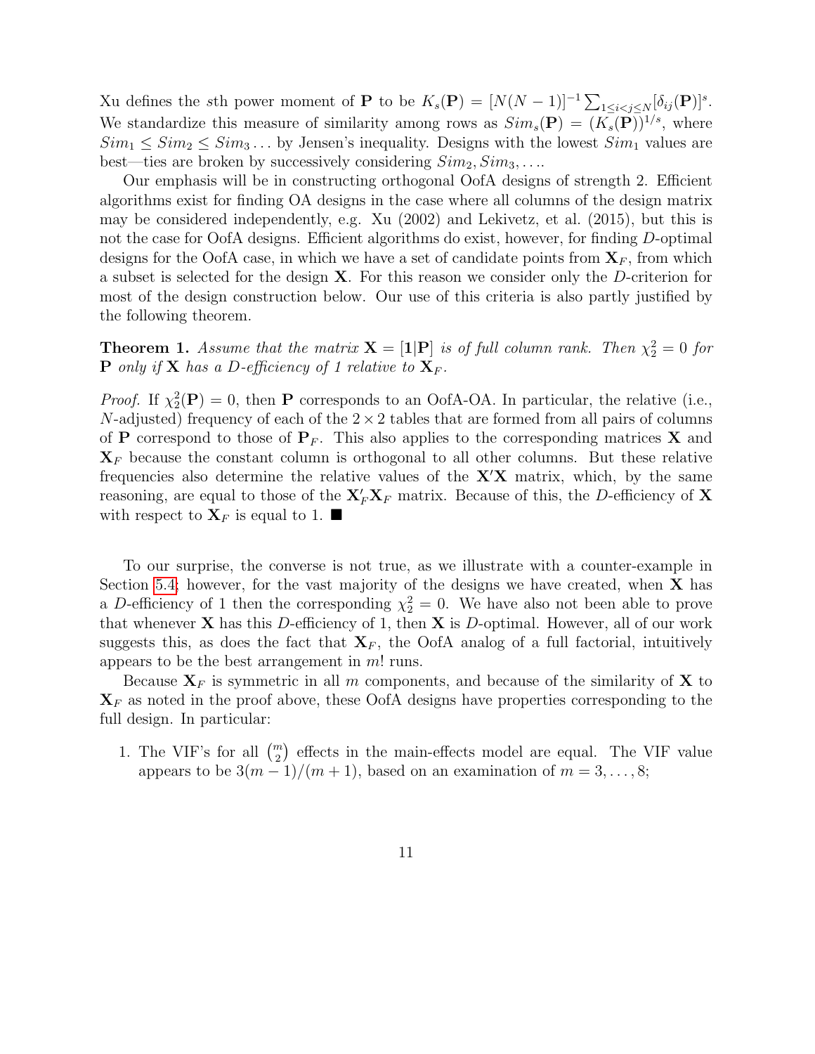Xu defines the $s$th power moment of $\mathbf{P}$ to be $K_s(\mathbf{P}) = [N(N-1)]^{-1}\sum_{1\leq i<j\leq N}[\delta_{ij}(\mathbf{P})]^s$. We standardize this measure of similarity among rows as $Sim_s(\mathbf{P}) = (K_s(\mathbf{P}))^{1/s}$, where $Sim_1 \leq Sim_2 \leq Sim_3 \ldots$ by Jensen's inequality. Designs with the lowest $Sim_1$ values are best—ties are broken by successively considering $Sim_2, Sim_3, \ldots$.

Our emphasis will be in constructing orthogonal OofA designs of strength 2. Efficient algorithms exist for finding OA designs in the case where all columns of the design matrix may be considered independently, e.g. Xu (2002) and Lekivetz, et al. (2015), but this is not the case for OofA designs. Efficient algorithms do exist, however, for finding $D$-optimal designs for the OofA case, in which we have a set of candidate points from $\mathbf{X}_F$, from which a subset is selected for the design $\mathbf{X}$. For this reason we consider only the $D$-criterion for most of the design construction below. Our use of this criteria is also partly justified by the following theorem.

**Theorem 1.** *Assume that the matrix $\mathbf{X} = [\mathbf{1}|\mathbf{P}]$ is of full column rank. Then $\chi^2_2 = 0$ for $\mathbf{P}$ only if $\mathbf{X}$ has a $D$-efficiency of 1 relative to $\mathbf{X}_F$.*

*Proof.* If $\chi^2_2(\mathbf{P}) = 0$, then $\mathbf{P}$ corresponds to an OofA-OA. In particular, the relative (i.e., $N$-adjusted) frequency of each of the $2 \times 2$ tables that are formed from all pairs of columns of $\mathbf{P}$ correspond to those of $\mathbf{P}_F$. This also applies to the corresponding matrices $\mathbf{X}$ and $\mathbf{X}_F$ because the constant column is orthogonal to all other columns. But these relative frequencies also determine the relative values of the $\mathbf{X}'\mathbf{X}$ matrix, which, by the same reasoning, are equal to those of the $\mathbf{X}_F'\mathbf{X}_F$ matrix. Because of this, the $D$-efficiency of $\mathbf{X}$ with respect to $\mathbf{X}_F$ is equal to 1. ■

To our surprise, the converse is not true, as we illustrate with a counter-example in Section 5.4; however, for the vast majority of the designs we have created, when $\mathbf{X}$ has a $D$-efficiency of 1 then the corresponding $\chi^2_2 = 0$. We have also not been able to prove that whenever $\mathbf{X}$ has this $D$-efficiency of 1, then $\mathbf{X}$ is $D$-optimal. However, all of our work suggests this, as does the fact that $\mathbf{X}_F$, the OofA analog of a full factorial, intuitively appears to be the best arrangement in $m!$ runs.

Because $\mathbf{X}_F$ is symmetric in all $m$ components, and because of the similarity of $\mathbf{X}$ to $\mathbf{X}_F$ as noted in the proof above, these OofA designs have properties corresponding to the full design. In particular:

1. The VIF's for all $\binom{m}{2}$ effects in the main-effects model are equal. The VIF value appears to be $3(m-1)/(m+1)$, based on an examination of $m = 3, \ldots, 8$;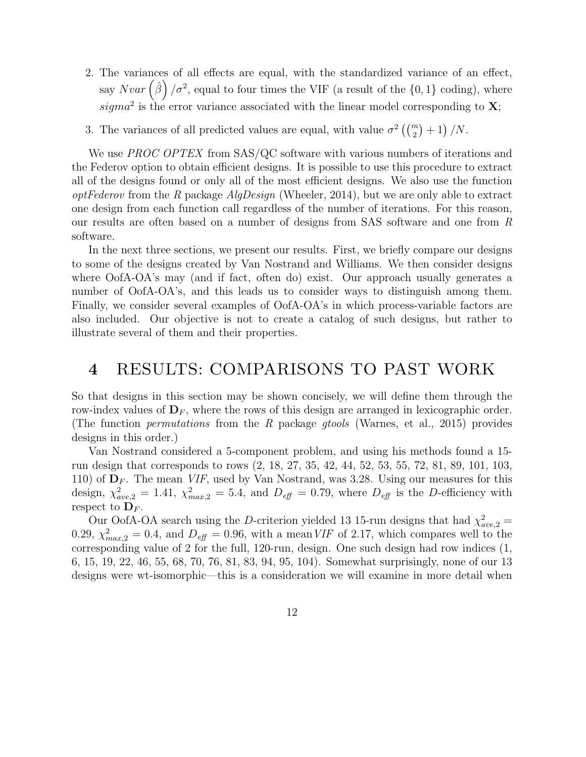2. The variances of all effects are equal, with the standardized variance of an effect, say $Nvar\left(\hat{\beta}\right)/\sigma^2$, equal to four times the VIF (a result of the $\{0,1\}$ coding), where $sigma^2$ is the error variance associated with the linear model corresponding to $\mathbf{X}$;

3. The variances of all predicted values are equal, with value $\sigma^2\left(\binom{m}{2}+1\right)/N$.

We use *PROC OPTEX* from SAS/QC software with various numbers of iterations and the Federov option to obtain efficient designs. It is possible to use this procedure to extract all of the designs found or only all of the most efficient designs. We also use the function *optFederov* from the *R* package *AlgDesign* (Wheeler, 2014), but we are only able to extract one design from each function call regardless of the number of iterations. For this reason, our results are often based on a number of designs from SAS software and one from *R* software.

In the next three sections, we present our results. First, we briefly compare our designs to some of the designs created by Van Nostrand and Williams. We then consider designs where OofA-OA's may (and if fact, often do) exist. Our approach usually generates a number of OofA-OA's, and this leads us to consider ways to distinguish among them. Finally, we consider several examples of OofA-OA's in which process-variable factors are also included. Our objective is not to create a catalog of such designs, but rather to illustrate several of them and their properties.

# 4 RESULTS: COMPARISONS TO PAST WORK

So that designs in this section may be shown concisely, we will define them through the row-index values of $\mathbf{D}_F$, where the rows of this design are arranged in lexicographic order. (The function *permutations* from the *R* package *gtools* (Warnes, et al., 2015) provides designs in this order.)

Van Nostrand considered a 5-component problem, and using his methods found a 15-run design that corresponds to rows (2, 18, 27, 35, 42, 44, 52, 53, 55, 72, 81, 89, 101, 103, 110) of $\mathbf{D}_F$. The mean *VIF*, used by Van Nostrand, was 3.28. Using our measures for this design, $\chi^2_{ave,2} = 1.41$, $\chi^2_{max,2} = 5.4$, and $D_{eff} = 0.79$, where $D_{eff}$ is the *D*-efficiency with respect to $\mathbf{D}_F$.

Our OofA-OA search using the *D*-criterion yielded 13 15-run designs that had $\chi^2_{ave,2} = 0.29$, $\chi^2_{max,2} = 0.4$, and $D_{eff} = 0.96$, with a mean *VIF* of 2.17, which compares well to the corresponding value of 2 for the full, 120-run, design. One such design had row indices (1, 6, 15, 19, 22, 46, 55, 68, 70, 76, 81, 83, 94, 95, 104). Somewhat surprisingly, none of our 13 designs were wt-isomorphic—this is a consideration we will examine in more detail when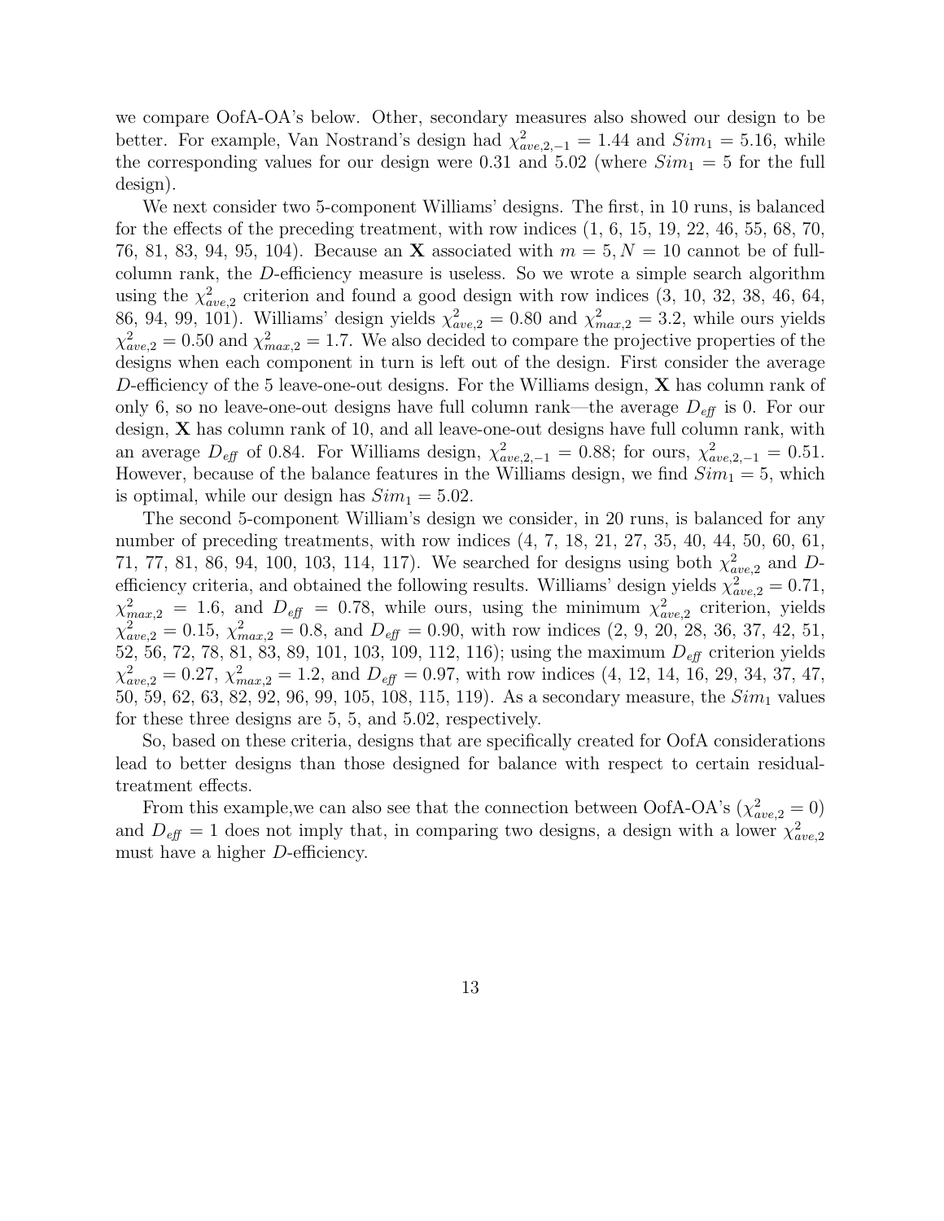we compare OofA-OA's below. Other, secondary measures also showed our design to be better. For example, Van Nostrand's design had $\chi^2_{ave,2,-1} = 1.44$ and $Sim_1 = 5.16$, while the corresponding values for our design were 0.31 and 5.02 (where $Sim_1 = 5$ for the full design).

We next consider two 5-component Williams' designs. The first, in 10 runs, is balanced for the effects of the preceding treatment, with row indices (1, 6, 15, 19, 22, 46, 55, 68, 70, 76, 81, 83, 94, 95, 104). Because an $\mathbf{X}$ associated with $m = 5, N = 10$ cannot be of full-column rank, the $D$-efficiency measure is useless. So we wrote a simple search algorithm using the $\chi^2_{ave,2}$ criterion and found a good design with row indices (3, 10, 32, 38, 46, 64, 86, 94, 99, 101). Williams' design yields $\chi^2_{ave,2} = 0.80$ and $\chi^2_{max,2} = 3.2$, while ours yields $\chi^2_{ave,2} = 0.50$ and $\chi^2_{max,2} = 1.7$. We also decided to compare the projective properties of the designs when each component in turn is left out of the design. First consider the average $D$-efficiency of the 5 leave-one-out designs. For the Williams design, $\mathbf{X}$ has column rank of only 6, so no leave-one-out designs have full column rank—the average $D_{eff}$ is 0. For our design, $\mathbf{X}$ has column rank of 10, and all leave-one-out designs have full column rank, with an average $D_{eff}$ of 0.84. For Williams design, $\chi^2_{ave,2,-1} = 0.88$; for ours, $\chi^2_{ave,2,-1} = 0.51$. However, because of the balance features in the Williams design, we find $Sim_1 = 5$, which is optimal, while our design has $Sim_1 = 5.02$.

The second 5-component William's design we consider, in 20 runs, is balanced for any number of preceding treatments, with row indices (4, 7, 18, 21, 27, 35, 40, 44, 50, 60, 61, 71, 77, 81, 86, 94, 100, 103, 114, 117). We searched for designs using both $\chi^2_{ave,2}$ and $D$-efficiency criteria, and obtained the following results. Williams' design yields $\chi^2_{ave,2} = 0.71$, $\chi^2_{max,2} = 1.6$, and $D_{eff} = 0.78$, while ours, using the minimum $\chi^2_{ave,2}$ criterion, yields $\chi^2_{ave,2} = 0.15$, $\chi^2_{max,2} = 0.8$, and $D_{eff} = 0.90$, with row indices (2, 9, 20, 28, 36, 37, 42, 51, 52, 56, 72, 78, 81, 83, 89, 101, 103, 109, 112, 116); using the maximum $D_{eff}$ criterion yields $\chi^2_{ave,2} = 0.27$, $\chi^2_{max,2} = 1.2$, and $D_{eff} = 0.97$, with row indices (4, 12, 14, 16, 29, 34, 37, 47, 50, 59, 62, 63, 82, 92, 96, 99, 105, 108, 115, 119). As a secondary measure, the $Sim_1$ values for these three designs are 5, 5, and 5.02, respectively.

So, based on these criteria, designs that are specifically created for OofA considerations lead to better designs than those designed for balance with respect to certain residual-treatment effects.

From this example,we can also see that the connection between OofA-OA's ($\chi^2_{ave,2} = 0$) and $D_{eff} = 1$ does not imply that, in comparing two designs, a design with a lower $\chi^2_{ave,2}$ must have a higher $D$-efficiency.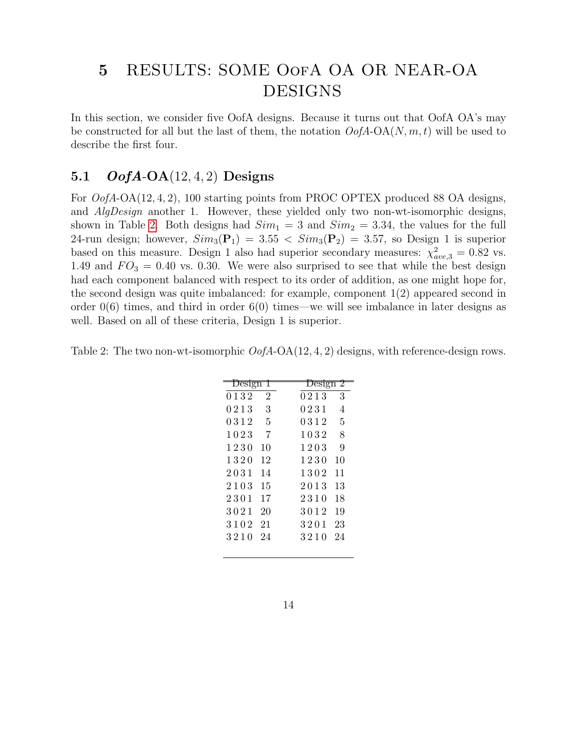# 5 RESULTS: SOME OofA OA OR NEAR-OA DESIGNS

In this section, we consider five OofA designs. Because it turns out that OofA OA's may be constructed for all but the last of them, the notation *OofA*-OA$(N, m, t)$ will be used to describe the first four.

## 5.1 *OofA*-OA$(12, 4, 2)$ Designs

For *OofA*-OA$(12, 4, 2)$, 100 starting points from PROC OPTEX produced 88 OA designs, and *AlgDesign* another 1. However, these yielded only two non-wt-isomorphic designs, shown in Table 2. Both designs had $Sim_1 = 3$ and $Sim_2 = 3.34$, the values for the full 24-run design; however, $Sim_3(\mathbf{P}_1) = 3.55 < Sim_3(\mathbf{P}_2) = 3.57$, so Design 1 is superior based on this measure. Design 1 also had superior secondary measures: $\chi^2_{ave,3} = 0.82$ vs. 1.49 and $FO_3 = 0.40$ vs. 0.30. We were also surprised to see that while the best design had each component balanced with respect to its order of addition, as one might hope for, the second design was quite imbalanced: for example, component 1(2) appeared second in order 0(6) times, and third in order 6(0) times—we will see imbalance in later designs as well. Based on all of these criteria, Design 1 is superior.

Table 2: The two non-wt-isomorphic *OofA*-OA$(12, 4, 2)$ designs, with reference-design rows.

| Design 1 | | Design 2 | |
|---|---|---|---|
| 0 1 3 2 | 2 | 0 2 1 3 | 3 |
| 0 2 1 3 | 3 | 0 2 3 1 | 4 |
| 0 3 1 2 | 5 | 0 3 1 2 | 5 |
| 1 0 2 3 | 7 | 1 0 3 2 | 8 |
| 1 2 3 0 | 10 | 1 2 0 3 | 9 |
| 1 3 2 0 | 12 | 1 2 3 0 | 10 |
| 2 0 3 1 | 14 | 1 3 0 2 | 11 |
| 2 1 0 3 | 15 | 2 0 1 3 | 13 |
| 2 3 0 1 | 17 | 2 3 1 0 | 18 |
| 3 0 2 1 | 20 | 3 0 1 2 | 19 |
| 3 1 0 2 | 21 | 3 2 0 1 | 23 |
| 3 2 1 0 | 24 | 3 2 1 0 | 24 |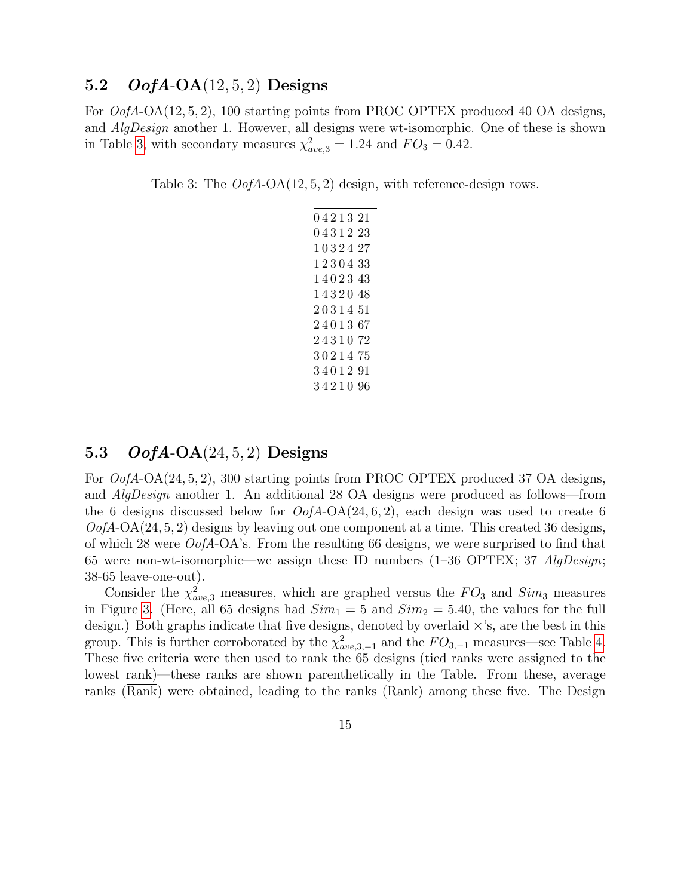## 5.2 *OofA*-OA$(12, 5, 2)$ Designs

For *OofA*-OA$(12, 5, 2)$, 100 starting points from PROC OPTEX produced 40 OA designs, and *AlgDesign* another 1. However, all designs were wt-isomorphic. One of these is shown in Table 3, with secondary measures $\chi^2_{ave,3} = 1.24$ and $FO_3 = 0.42$.

Table 3: The *OofA*-OA$(12, 5, 2)$ design, with reference-design rows.

| | |
|---|---|
| 0 4 2 1 3 | 21 |
| 0 4 3 1 2 | 23 |
| 1 0 3 2 4 | 27 |
| 1 2 3 0 4 | 33 |
| 1 4 0 2 3 | 43 |
| 1 4 3 2 0 | 48 |
| 2 0 3 1 4 | 51 |
| 2 4 0 1 3 | 67 |
| 2 4 3 1 0 | 72 |
| 3 0 2 1 4 | 75 |
| 3 4 0 1 2 | 91 |
| 3 4 2 1 0 | 96 |

## 5.3 *OofA*-OA$(24, 5, 2)$ Designs

For *OofA*-OA$(24, 5, 2)$, 300 starting points from PROC OPTEX produced 37 OA designs, and *AlgDesign* another 1. An additional 28 OA designs were produced as follows—from the 6 designs discussed below for *OofA*-OA$(24, 6, 2)$, each design was used to create 6 *OofA*-OA$(24, 5, 2)$ designs by leaving out one component at a time. This created 36 designs, of which 28 were *OofA*-OA's. From the resulting 66 designs, we were surprised to find that 65 were non-wt-isomorphic—we assign these ID numbers (1–36 OPTEX; 37 *AlgDesign*; 38-65 leave-one-out).

Consider the $\chi^2_{ave,3}$ measures, which are graphed versus the $FO_3$ and $Sim_3$ measures in Figure 3. (Here, all 65 designs had $Sim_1 = 5$ and $Sim_2 = 5.40$, the values for the full design.) Both graphs indicate that five designs, denoted by overlaid ×'s, are the best in this group. This is further corroborated by the $\chi^2_{ave,3,-1}$ and the $FO_{3,-1}$ measures—see Table 4. These five criteria were then used to rank the 65 designs (tied ranks were assigned to the lowest rank)—these ranks are shown parenthetically in the Table. From these, average ranks ($\overline{\text{Rank}}$) were obtained, leading to the ranks (Rank) among these five. The Design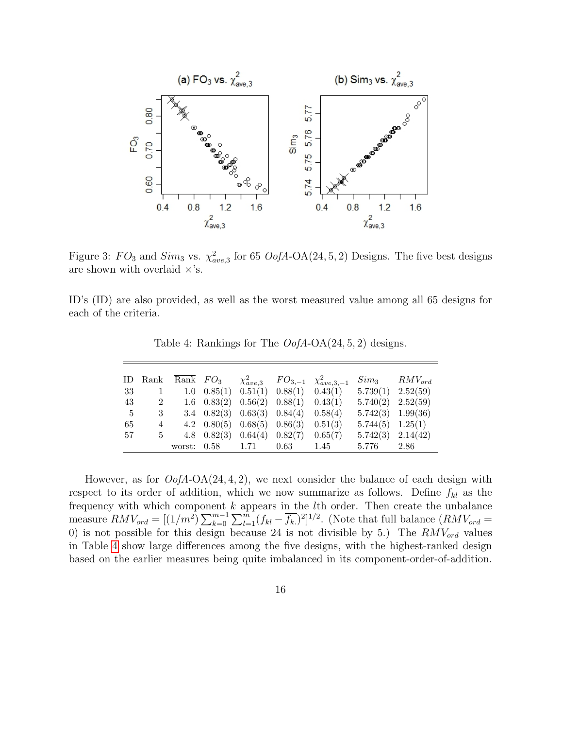Figure 3: $FO_3$ and $Sim_3$ vs. $\chi^2_{ave,3}$ for 65 *OofA*-OA(24, 5, 2) Designs. The five best designs are shown with overlaid ×'s.

ID's (ID) are also provided, as well as the worst measured value among all 65 designs for each of the criteria.

Table 4: Rankings for The *OofA*-OA(24, 5, 2) designs.

| ID | Rank | $\overline{\text{Rank}}$ | $FO_3$ | $\chi^2_{ave,3}$ | $FO_{3,-1}$ | $\chi^2_{ave,3,-1}$ | $Sim_3$ | $RMV_{ord}$ |
|---|---|---|---|---|---|---|---|---|
| 33 | 1 | 1.0 | 0.85(1) | 0.51(1) | 0.88(1) | 0.43(1) | 5.739(1) | 2.52(59) |
| 43 | 2 | 1.6 | 0.83(2) | 0.56(2) | 0.88(1) | 0.43(1) | 5.740(2) | 2.52(59) |
| 5 | 3 | 3.4 | 0.82(3) | 0.63(3) | 0.84(4) | 0.58(4) | 5.742(3) | 1.99(36) |
| 65 | 4 | 4.2 | 0.80(5) | 0.68(5) | 0.86(3) | 0.51(3) | 5.744(5) | 1.25(1) |
| 57 | 5 | 4.8 | 0.82(3) | 0.64(4) | 0.82(7) | 0.65(7) | 5.742(3) | 2.14(42) |
| | | worst: | 0.58 | 1.71 | 0.63 | 1.45 | 5.776 | 2.86 |

However, as for *OofA*-OA(24, 4, 2), we next consider the balance of each design with respect to its order of addition, which we now summarize as follows. Define $f_{kl}$ as the frequency with which component $k$ appears in the $l$th order. Then create the unbalance measure $RMV_{ord} = [(1/m^2)\sum_{k=0}^{m-1}\sum_{l=1}^{m}(f_{kl} - \overline{f_{k.}})^2]^{1/2}$. (Note that full balance ($RMV_{ord} = 0$) is not possible for this design because 24 is not divisible by 5.) The $RMV_{ord}$ values in Table 4 show large differences among the five designs, with the highest-ranked design based on the earlier measures being quite imbalanced in its component-order-of-addition.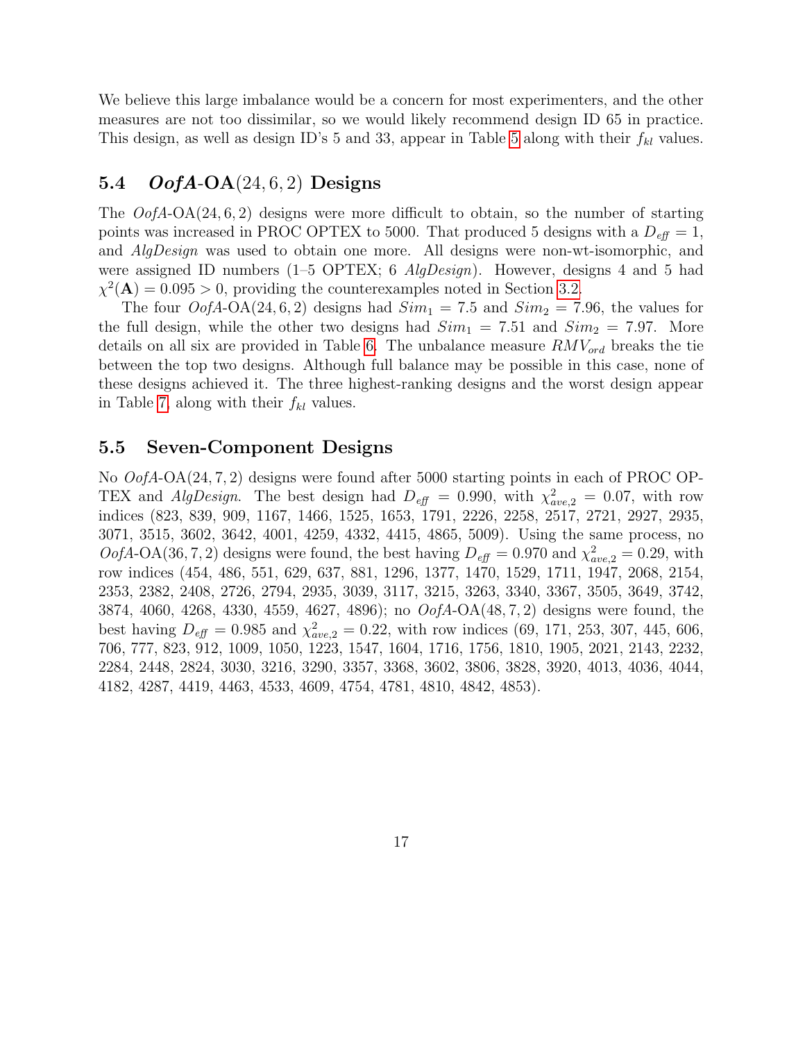We believe this large imbalance would be a concern for most experimenters, and the other measures are not too dissimilar, so we would likely recommend design ID 65 in practice. This design, as well as design ID's 5 and 33, appear in Table 5 along with their $f_{kl}$ values.

### 5.4 *OofA*-OA$(24, 6, 2)$ Designs

The *OofA*-OA$(24, 6, 2)$ designs were more difficult to obtain, so the number of starting points was increased in PROC OPTEX to 5000. That produced 5 designs with a $D_{\mathit{eff}} = 1$, and *AlgDesign* was used to obtain one more. All designs were non-wt-isomorphic, and were assigned ID numbers (1–5 OPTEX; 6 *AlgDesign*). However, designs 4 and 5 had $\chi^2(\mathbf{A}) = 0.095 > 0$, providing the counterexamples noted in Section 3.2.

The four *OofA*-OA$(24, 6, 2)$ designs had $Sim_1 = 7.5$ and $Sim_2 = 7.96$, the values for the full design, while the other two designs had $Sim_1 = 7.51$ and $Sim_2 = 7.97$. More details on all six are provided in Table 6. The unbalance measure $RMV_{ord}$ breaks the tie between the top two designs. Although full balance may be possible in this case, none of these designs achieved it. The three highest-ranking designs and the worst design appear in Table 7, along with their $f_{kl}$ values.

### 5.5 Seven-Component Designs

No *OofA*-OA$(24, 7, 2)$ designs were found after 5000 starting points in each of PROC OPTEX and *AlgDesign*. The best design had $D_{\mathit{eff}} = 0.990$, with $\chi^2_{ave,2} = 0.07$, with row indices (823, 839, 909, 1167, 1466, 1525, 1653, 1791, 2226, 2258, 2517, 2721, 2927, 2935, 3071, 3515, 3602, 3642, 4001, 4259, 4332, 4415, 4865, 5009). Using the same process, no *OofA*-OA$(36, 7, 2)$ designs were found, the best having $D_{\mathit{eff}} = 0.970$ and $\chi^2_{ave,2} = 0.29$, with row indices (454, 486, 551, 629, 637, 881, 1296, 1377, 1470, 1529, 1711, 1947, 2068, 2154, 2353, 2382, 2408, 2726, 2794, 2935, 3039, 3117, 3215, 3263, 3340, 3367, 3505, 3649, 3742, 3874, 4060, 4268, 4330, 4559, 4627, 4896); no *OofA*-OA$(48, 7, 2)$ designs were found, the best having $D_{\mathit{eff}} = 0.985$ and $\chi^2_{ave,2} = 0.22$, with row indices (69, 171, 253, 307, 445, 606, 706, 777, 823, 912, 1009, 1050, 1223, 1547, 1604, 1716, 1756, 1810, 1905, 2021, 2143, 2232, 2284, 2448, 2824, 3030, 3216, 3290, 3357, 3368, 3602, 3806, 3828, 3920, 4013, 4036, 4044, 4182, 4287, 4419, 4463, 4533, 4609, 4754, 4781, 4810, 4842, 4853).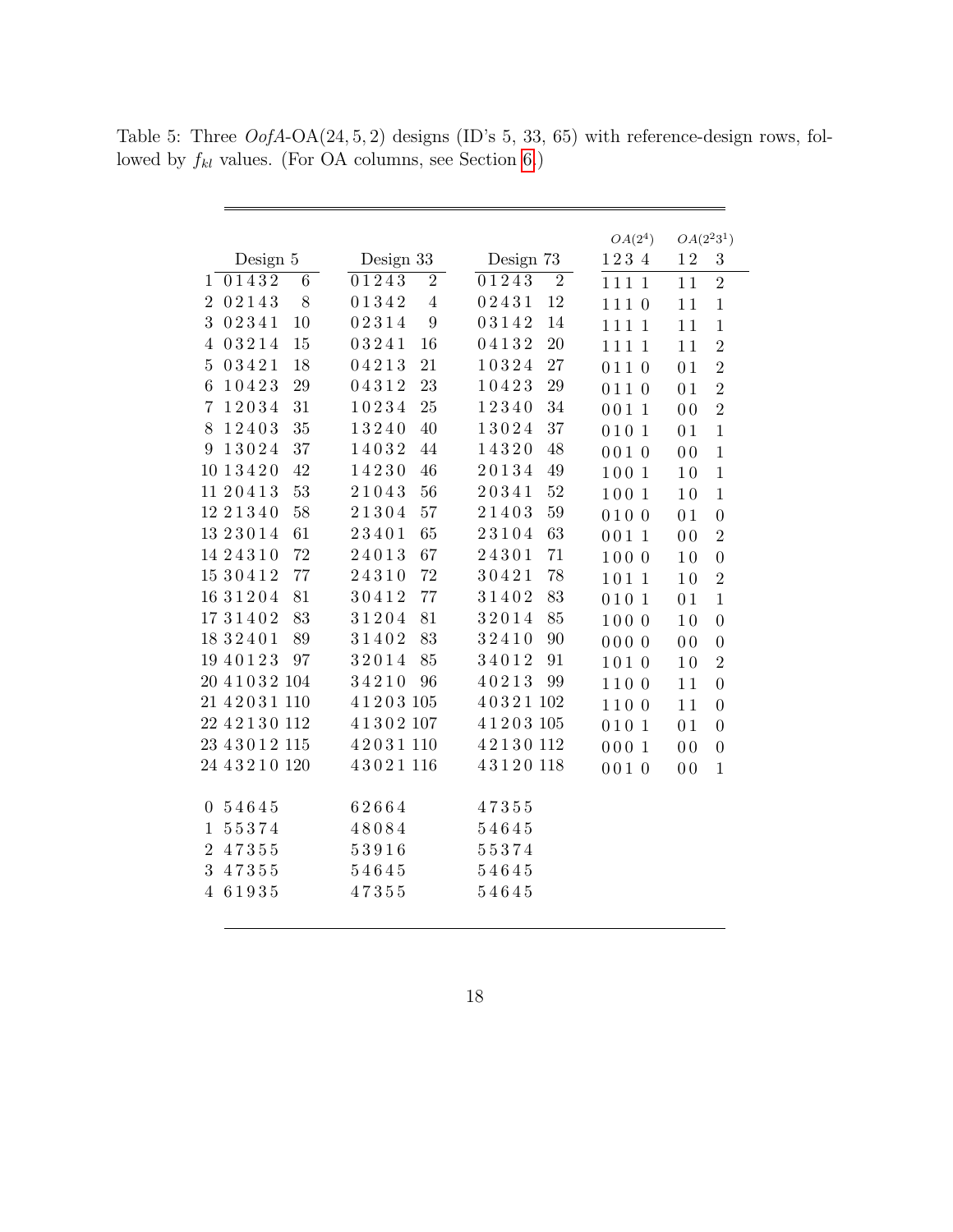Table 5: Three *OofA*-OA(24, 5, 2) designs (ID's 5, 33, 65) with reference-design rows, followed by $f_{kl}$ values. (For OA columns, see Section 6.)

| | Design 5 | | Design 33 | | Design 73 | | $OA(2^4)$ 1 2 3 4 | $OA(2^2 3^1)$ 1 2 | 3 |
|---|---|---|---|---|---|---|---|---|---|
| 1 | 0 1 4 3 2 | 6 | 0 1 2 4 3 | 2 | 0 1 2 4 3 | 2 | 1 1 1 1 | 1 1 | 2 |
| 2 | 0 2 1 4 3 | 8 | 0 1 3 4 2 | 4 | 0 2 4 3 1 | 12 | 1 1 1 0 | 1 1 | 1 |
| 3 | 0 2 3 4 1 | 10 | 0 2 3 1 4 | 9 | 0 3 1 4 2 | 14 | 1 1 1 1 | 1 1 | 1 |
| 4 | 0 3 2 1 4 | 15 | 0 3 2 4 1 | 16 | 0 4 1 3 2 | 20 | 1 1 1 1 | 1 1 | 2 |
| 5 | 0 3 4 2 1 | 18 | 0 4 2 1 3 | 21 | 1 0 3 2 4 | 27 | 0 1 1 0 | 0 1 | 2 |
| 6 | 1 0 4 2 3 | 29 | 0 4 3 1 2 | 23 | 1 0 4 2 3 | 29 | 0 1 1 0 | 0 1 | 2 |
| 7 | 1 2 0 3 4 | 31 | 1 0 2 3 4 | 25 | 1 2 3 4 0 | 34 | 0 0 1 1 | 0 0 | 2 |
| 8 | 1 2 4 0 3 | 35 | 1 3 2 4 0 | 40 | 1 3 0 2 4 | 37 | 0 1 0 1 | 0 1 | 1 |
| 9 | 1 3 0 2 4 | 37 | 1 4 0 3 2 | 44 | 1 4 3 2 0 | 48 | 0 0 1 0 | 0 0 | 1 |
| 10 | 1 3 4 2 0 | 42 | 1 4 2 3 0 | 46 | 2 0 1 3 4 | 49 | 1 0 0 1 | 1 0 | 1 |
| 11 | 2 0 4 1 3 | 53 | 2 1 0 4 3 | 56 | 2 0 3 4 1 | 52 | 1 0 0 1 | 1 0 | 1 |
| 12 | 2 1 3 4 0 | 58 | 2 1 3 0 4 | 57 | 2 1 4 0 3 | 59 | 0 1 0 0 | 0 1 | 0 |
| 13 | 2 3 0 1 4 | 61 | 2 3 4 0 1 | 65 | 2 3 1 0 4 | 63 | 0 0 1 1 | 0 0 | 2 |
| 14 | 2 4 3 1 0 | 72 | 2 4 0 1 3 | 67 | 2 4 3 0 1 | 71 | 1 0 0 0 | 1 0 | 0 |
| 15 | 3 0 4 1 2 | 77 | 2 4 3 1 0 | 72 | 3 0 4 2 1 | 78 | 1 0 1 1 | 1 0 | 2 |
| 16 | 3 1 2 0 4 | 81 | 3 0 4 1 2 | 77 | 3 1 4 0 2 | 83 | 0 1 0 1 | 0 1 | 1 |
| 17 | 3 1 4 0 2 | 83 | 3 1 2 0 4 | 81 | 3 2 0 1 4 | 85 | 1 0 0 0 | 1 0 | 0 |
| 18 | 3 2 4 0 1 | 89 | 3 1 4 0 2 | 83 | 3 2 4 1 0 | 90 | 0 0 0 0 | 0 0 | 0 |
| 19 | 4 0 1 2 3 | 97 | 3 2 0 1 4 | 85 | 3 4 0 1 2 | 91 | 1 0 1 0 | 1 0 | 2 |
| 20 | 4 1 0 3 2 | 104 | 3 4 2 1 0 | 96 | 4 0 2 1 3 | 99 | 1 1 0 0 | 1 1 | 0 |
| 21 | 4 2 0 3 1 | 110 | 4 1 2 0 3 | 105 | 4 0 3 2 1 | 102 | 1 1 0 0 | 1 1 | 0 |
| 22 | 4 2 1 3 0 | 112 | 4 1 3 0 2 | 107 | 4 1 2 0 3 | 105 | 0 1 0 1 | 0 1 | 0 |
| 23 | 4 3 0 1 2 | 115 | 4 2 0 3 1 | 110 | 4 2 1 3 0 | 112 | 0 0 0 1 | 0 0 | 0 |
| 24 | 4 3 2 1 0 | 120 | 4 3 0 2 1 | 116 | 4 3 1 2 0 | 118 | 0 0 1 0 | 0 0 | 1 |
| | | | | | | | | | |
| 0 | 5 4 6 4 5 | | 6 2 6 6 4 | | 4 7 3 5 5 | | | | |
| 1 | 5 5 3 7 4 | | 4 8 0 8 4 | | 5 4 6 4 5 | | | | |
| 2 | 4 7 3 5 5 | | 5 3 9 1 6 | | 5 5 3 7 4 | | | | |
| 3 | 4 7 3 5 5 | | 5 4 6 4 5 | | 5 4 6 4 5 | | | | |
| 4 | 6 1 9 3 5 | | 4 7 3 5 5 | | 5 4 6 4 5 | | | | |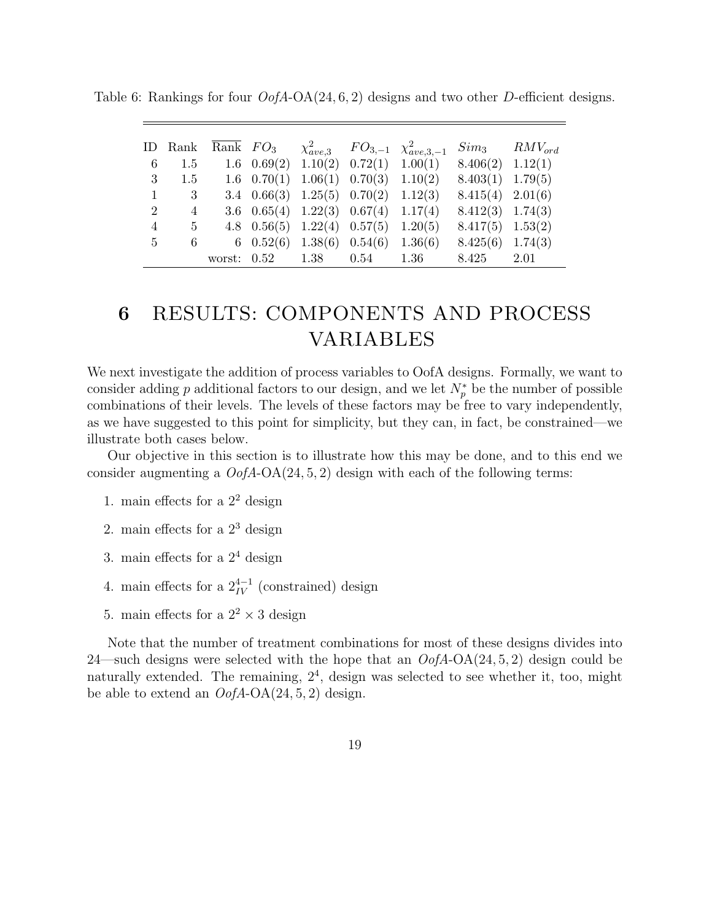Table 6: Rankings for four *OofA*-OA(24, 6, 2) designs and two other *D*-efficient designs.

| ID | Rank | $\overline{\text{Rank}}$ | $FO_3$ | $\chi^2_{ave,3}$ | $FO_{3,-1}$ | $\chi^2_{ave,3,-1}$ | $Sim_3$ | $RMV_{ord}$ |
|---|---|---|---|---|---|---|---|---|
| 6 | 1.5 | 1.6 | 0.69(2) | 1.10(2) | 0.72(1) | 1.00(1) | 8.406(2) | 1.12(1) |
| 3 | 1.5 | 1.6 | 0.70(1) | 1.06(1) | 0.70(3) | 1.10(2) | 8.403(1) | 1.79(5) |
| 1 | 3 | 3.4 | 0.66(3) | 1.25(5) | 0.70(2) | 1.12(3) | 8.415(4) | 2.01(6) |
| 2 | 4 | 3.6 | 0.65(4) | 1.22(3) | 0.67(4) | 1.17(4) | 8.412(3) | 1.74(3) |
| 4 | 5 | 4.8 | 0.56(5) | 1.22(4) | 0.57(5) | 1.20(5) | 8.417(5) | 1.53(2) |
| 5 | 6 | 6 | 0.52(6) | 1.38(6) | 0.54(6) | 1.36(6) | 8.425(6) | 1.74(3) |
| | | worst: | 0.52 | 1.38 | 0.54 | 1.36 | 8.425 | 2.01 |

# 6 RESULTS: COMPONENTS AND PROCESS VARIABLES

We next investigate the addition of process variables to OofA designs. Formally, we want to consider adding $p$ additional factors to our design, and we let $N_p^*$ be the number of possible combinations of their levels. The levels of these factors may be free to vary independently, as we have suggested to this point for simplicity, but they can, in fact, be constrained—we illustrate both cases below.

Our objective in this section is to illustrate how this may be done, and to this end we consider augmenting a *OofA*-OA(24, 5, 2) design with each of the following terms:

1. main effects for a $2^2$ design
2. main effects for a $2^3$ design
3. main effects for a $2^4$ design
4. main effects for a $2^{4-1}_{IV}$ (constrained) design
5. main effects for a $2^2 \times 3$ design

Note that the number of treatment combinations for most of these designs divides into 24—such designs were selected with the hope that an *OofA*-OA(24, 5, 2) design could be naturally extended. The remaining, $2^4$, design was selected to see whether it, too, might be able to extend an *OofA*-OA(24, 5, 2) design.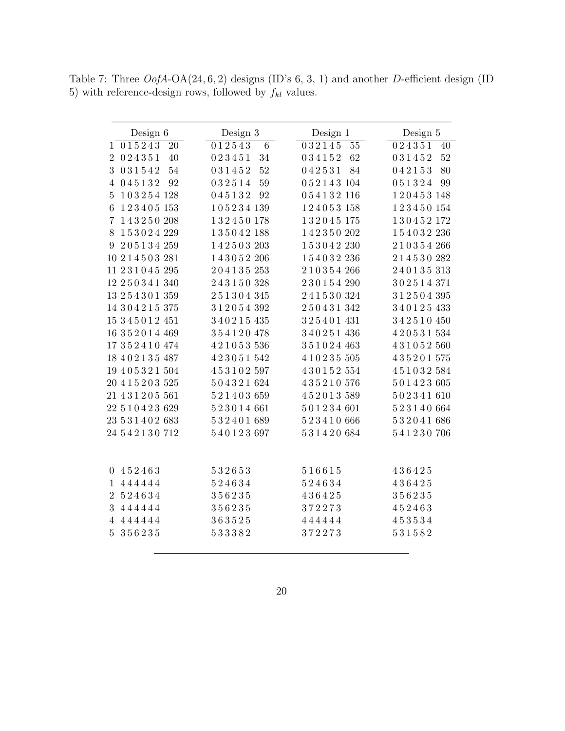Table 7: Three $OofA$-OA$(24, 6, 2)$ designs (ID's 6, 3, 1) and another $D$-efficient design (ID 5) with reference-design rows, followed by $f_{kl}$ values.

| | Design 6 | | Design 3 | | Design 1 | | Design 5 | |
|---|---|---|---|---|---|---|---|---|
| 1 | 0 1 5 2 4 3 | 20 | 0 1 2 5 4 3 | 6 | 0 3 2 1 4 5 | 55 | 0 2 4 3 5 1 | 40 |
| 2 | 0 2 4 3 5 1 | 40 | 0 2 3 4 5 1 | 34 | 0 3 4 1 5 2 | 62 | 0 3 1 4 5 2 | 52 |
| 3 | 0 3 1 5 4 2 | 54 | 0 3 1 4 5 2 | 52 | 0 4 2 5 3 1 | 84 | 0 4 2 1 5 3 | 80 |
| 4 | 0 4 5 1 3 2 | 92 | 0 3 2 5 1 4 | 59 | 0 5 2 1 4 3 | 104 | 0 5 1 3 2 4 | 99 |
| 5 | 1 0 3 2 5 4 | 128 | 0 4 5 1 3 2 | 92 | 0 5 4 1 3 2 | 116 | 1 2 0 4 5 3 | 148 |
| 6 | 1 2 3 4 0 5 | 153 | 1 0 5 2 3 4 | 139 | 1 2 4 0 5 3 | 158 | 1 2 3 4 5 0 | 154 |
| 7 | 1 4 3 2 5 0 | 208 | 1 3 2 4 5 0 | 178 | 1 3 2 0 4 5 | 175 | 1 3 0 4 5 2 | 172 |
| 8 | 1 5 3 0 2 4 | 229 | 1 3 5 0 4 2 | 188 | 1 4 2 3 5 0 | 202 | 1 5 4 0 3 2 | 236 |
| 9 | 2 0 5 1 3 4 | 259 | 1 4 2 5 0 3 | 203 | 1 5 3 0 4 2 | 230 | 2 1 0 3 5 4 | 266 |
| 10 | 2 1 4 5 0 3 | 281 | 1 4 3 0 5 2 | 206 | 1 5 4 0 3 2 | 236 | 2 1 4 5 3 0 | 282 |
| 11 | 2 3 1 0 4 5 | 295 | 2 0 4 1 3 5 | 253 | 2 1 0 3 5 4 | 266 | 2 4 0 1 3 5 | 313 |
| 12 | 2 5 0 3 4 1 | 340 | 2 4 3 1 5 0 | 328 | 2 3 0 1 5 4 | 290 | 3 0 2 5 1 4 | 371 |
| 13 | 2 5 4 3 0 1 | 359 | 2 5 1 3 0 4 | 345 | 2 4 1 5 3 0 | 324 | 3 1 2 5 0 4 | 395 |
| 14 | 3 0 4 2 1 5 | 375 | 3 1 2 0 5 4 | 392 | 2 5 0 4 3 1 | 342 | 3 4 0 1 2 5 | 433 |
| 15 | 3 4 5 0 1 2 | 451 | 3 4 0 2 1 5 | 435 | 3 2 5 4 0 1 | 431 | 3 4 2 5 1 0 | 450 |
| 16 | 3 5 2 0 1 4 | 469 | 3 5 4 1 2 0 | 478 | 3 4 0 2 5 1 | 436 | 4 2 0 5 3 1 | 534 |
| 17 | 3 5 2 4 1 0 | 474 | 4 2 1 0 5 3 | 536 | 3 5 1 0 2 4 | 463 | 4 3 1 0 5 2 | 560 |
| 18 | 4 0 2 1 3 5 | 487 | 4 2 3 0 5 1 | 542 | 4 1 0 2 3 5 | 505 | 4 3 5 2 0 1 | 575 |
| 19 | 4 0 5 3 2 1 | 504 | 4 5 3 1 0 2 | 597 | 4 3 0 1 5 2 | 554 | 4 5 1 0 3 2 | 584 |
| 20 | 4 1 5 2 0 3 | 525 | 5 0 4 3 2 1 | 624 | 4 3 5 2 1 0 | 576 | 5 0 1 4 2 3 | 605 |
| 21 | 4 3 1 2 0 5 | 561 | 5 2 1 4 0 3 | 659 | 4 5 2 0 1 3 | 589 | 5 0 2 3 4 1 | 610 |
| 22 | 5 1 0 4 2 3 | 629 | 5 2 3 0 1 4 | 661 | 5 0 1 2 3 4 | 601 | 5 2 3 1 4 0 | 664 |
| 23 | 5 3 1 4 0 2 | 683 | 5 3 2 4 0 1 | 689 | 5 2 3 4 1 0 | 666 | 5 3 2 0 4 1 | 686 |
| 24 | 5 4 2 1 3 0 | 712 | 5 4 0 1 2 3 | 697 | 5 3 1 4 2 0 | 684 | 5 4 1 2 3 0 | 706 |
| | | | | | | | | |
| 0 | 4 5 2 4 6 3 | | 5 3 2 6 5 3 | | 5 1 6 6 1 5 | | 4 3 6 4 2 5 | |
| 1 | 4 4 4 4 4 4 | | 5 2 4 6 3 4 | | 5 2 4 6 3 4 | | 4 3 6 4 2 5 | |
| 2 | 5 2 4 6 3 4 | | 3 5 6 2 3 5 | | 4 3 6 4 2 5 | | 3 5 6 2 3 5 | |
| 3 | 4 4 4 4 4 4 | | 3 5 6 2 3 5 | | 3 7 2 2 7 3 | | 4 5 2 4 6 3 | |
| 4 | 4 4 4 4 4 4 | | 3 6 3 5 2 5 | | 4 4 4 4 4 4 | | 4 5 3 5 3 4 | |
| 5 | 3 5 6 2 3 5 | | 5 3 3 3 8 2 | | 3 7 2 2 7 3 | | 5 3 1 5 8 2 | |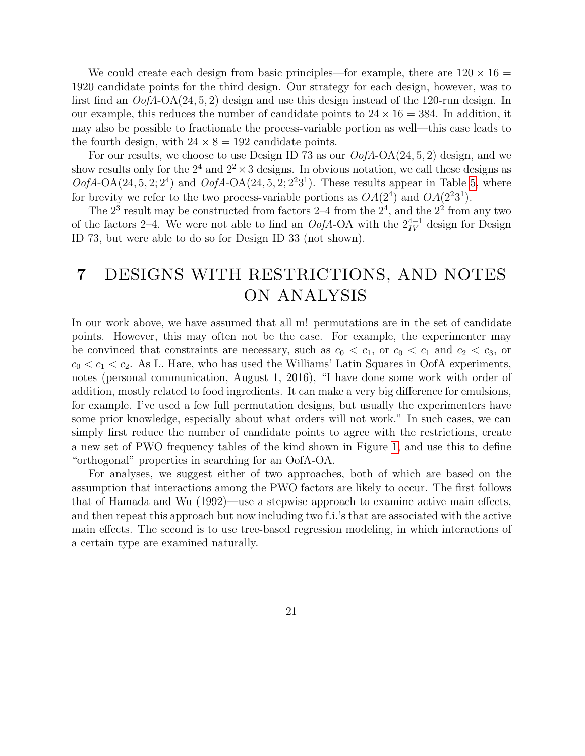We could create each design from basic principles—for example, there are $120 \times 16 = 1920$ candidate points for the third design. Our strategy for each design, however, was to first find an *OofA*-OA(24, 5, 2) design and use this design instead of the 120-run design. In our example, this reduces the number of candidate points to $24 \times 16 = 384$. In addition, it may also be possible to fractionate the process-variable portion as well—this case leads to the fourth design, with $24 \times 8 = 192$ candidate points.

For our results, we choose to use Design ID 73 as our *OofA*-OA(24, 5, 2) design, and we show results only for the $2^4$ and $2^2 \times 3$ designs. In obvious notation, we call these designs as *OofA*-OA$(24, 5, 2; 2^4)$ and *OofA*-OA$(24, 5, 2; 2^2 3^1)$. These results appear in Table 5, where for brevity we refer to the two process-variable portions as $OA(2^4)$ and $OA(2^2 3^1)$.

The $2^3$ result may be constructed from factors 2–4 from the $2^4$, and the $2^2$ from any two of the factors 2–4. We were not able to find an *OofA*-OA with the $2^{4-1}_{IV}$ design for Design ID 73, but were able to do so for Design ID 33 (not shown).

# 7 DESIGNS WITH RESTRICTIONS, AND NOTES ON ANALYSIS

In our work above, we have assumed that all m! permutations are in the set of candidate points. However, this may often not be the case. For example, the experimenter may be convinced that constraints are necessary, such as $c_0 < c_1$, or $c_0 < c_1$ and $c_2 < c_3$, or $c_0 < c_1 < c_2$. As L. Hare, who has used the Williams' Latin Squares in OofA experiments, notes (personal communication, August 1, 2016), "I have done some work with order of addition, mostly related to food ingredients. It can make a very big difference for emulsions, for example. I've used a few full permutation designs, but usually the experimenters have some prior knowledge, especially about what orders will not work." In such cases, we can simply first reduce the number of candidate points to agree with the restrictions, create a new set of PWO frequency tables of the kind shown in Figure 1, and use this to define "orthogonal" properties in searching for an OofA-OA.

For analyses, we suggest either of two approaches, both of which are based on the assumption that interactions among the PWO factors are likely to occur. The first follows that of Hamada and Wu (1992)—use a stepwise approach to examine active main effects, and then repeat this approach but now including two f.i.'s that are associated with the active main effects. The second is to use tree-based regression modeling, in which interactions of a certain type are examined naturally.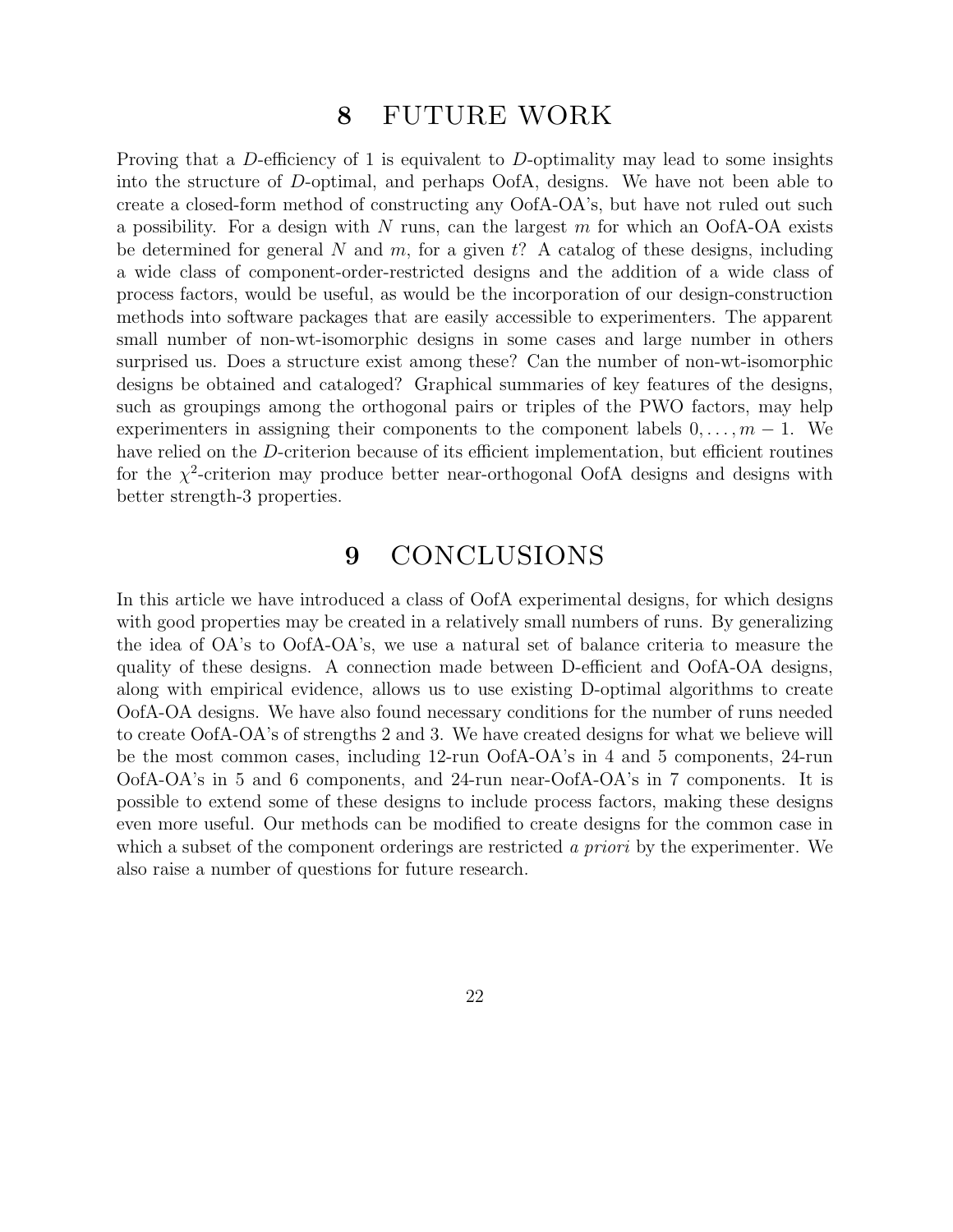# 8 FUTURE WORK

Proving that a $D$-efficiency of 1 is equivalent to $D$-optimality may lead to some insights into the structure of $D$-optimal, and perhaps OofA, designs. We have not been able to create a closed-form method of constructing any OofA-OA's, but have not ruled out such a possibility. For a design with $N$ runs, can the largest $m$ for which an OofA-OA exists be determined for general $N$ and $m$, for a given $t$? A catalog of these designs, including a wide class of component-order-restricted designs and the addition of a wide class of process factors, would be useful, as would be the incorporation of our design-construction methods into software packages that are easily accessible to experimenters. The apparent small number of non-wt-isomorphic designs in some cases and large number in others surprised us. Does a structure exist among these? Can the number of non-wt-isomorphic designs be obtained and cataloged? Graphical summaries of key features of the designs, such as groupings among the orthogonal pairs or triples of the PWO factors, may help experimenters in assigning their components to the component labels $0, \ldots, m-1$. We have relied on the $D$-criterion because of its efficient implementation, but efficient routines for the $\chi^2$-criterion may produce better near-orthogonal OofA designs and designs with better strength-3 properties.

# 9 CONCLUSIONS

In this article we have introduced a class of OofA experimental designs, for which designs with good properties may be created in a relatively small numbers of runs. By generalizing the idea of OA's to OofA-OA's, we use a natural set of balance criteria to measure the quality of these designs. A connection made between D-efficient and OofA-OA designs, along with empirical evidence, allows us to use existing D-optimal algorithms to create OofA-OA designs. We have also found necessary conditions for the number of runs needed to create OofA-OA's of strengths 2 and 3. We have created designs for what we believe will be the most common cases, including 12-run OofA-OA's in 4 and 5 components, 24-run OofA-OA's in 5 and 6 components, and 24-run near-OofA-OA's in 7 components. It is possible to extend some of these designs to include process factors, making these designs even more useful. Our methods can be modified to create designs for the common case in which a subset of the component orderings are restricted *a priori* by the experimenter. We also raise a number of questions for future research.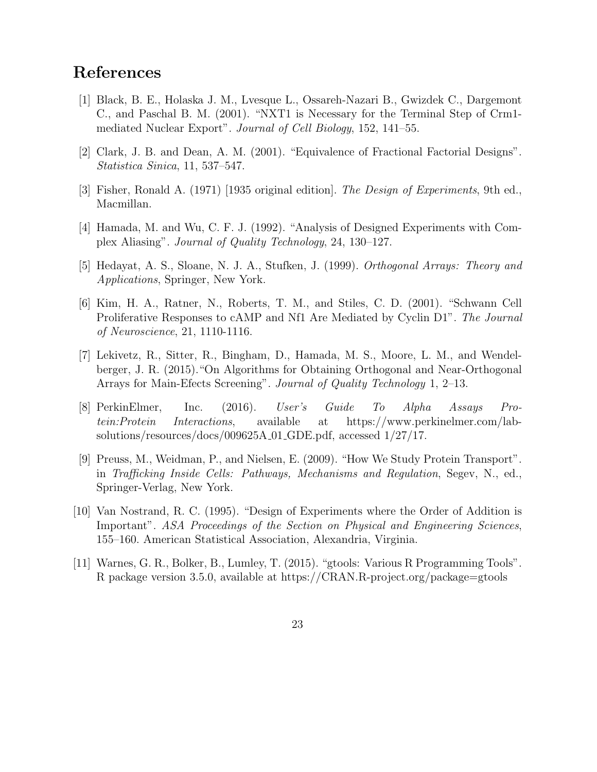# References

[1] Black, B. E., Holaska J. M., Lvesque L., Ossareh-Nazari B., Gwizdek C., Dargemont C., and Paschal B. M. (2001). "NXT1 is Necessary for the Terminal Step of Crm1-mediated Nuclear Export". *Journal of Cell Biology*, 152, 141–55.

[2] Clark, J. B. and Dean, A. M. (2001). "Equivalence of Fractional Factorial Designs". *Statistica Sinica*, 11, 537–547.

[3] Fisher, Ronald A. (1971) [1935 original edition]. *The Design of Experiments*, 9th ed., Macmillan.

[4] Hamada, M. and Wu, C. F. J. (1992). "Analysis of Designed Experiments with Complex Aliasing". *Journal of Quality Technology*, 24, 130–127.

[5] Hedayat, A. S., Sloane, N. J. A., Stufken, J. (1999). *Orthogonal Arrays: Theory and Applications*, Springer, New York.

[6] Kim, H. A., Ratner, N., Roberts, T. M., and Stiles, C. D. (2001). "Schwann Cell Proliferative Responses to cAMP and Nf1 Are Mediated by Cyclin D1". *The Journal of Neuroscience*, 21, 1110-1116.

[7] Lekivetz, R., Sitter, R., Bingham, D., Hamada, M. S., Moore, L. M., and Wendelberger, J. R. (2015)."On Algorithms for Obtaining Orthogonal and Near-Orthogonal Arrays for Main-Efects Screening". *Journal of Quality Technology* 1, 2–13.

[8] PerkinElmer, Inc. (2016). *User's Guide To Alpha Assays Protein:Protein Interactions*, available at https://www.perkinelmer.com/lab-solutions/resources/docs/009625A_01_GDE.pdf, accessed 1/27/17.

[9] Preuss, M., Weidman, P., and Nielsen, E. (2009). "How We Study Protein Transport". in *Trafficking Inside Cells: Pathways, Mechanisms and Regulation*, Segev, N., ed., Springer-Verlag, New York.

[10] Van Nostrand, R. C. (1995). "Design of Experiments where the Order of Addition is Important". *ASA Proceedings of the Section on Physical and Engineering Sciences*, 155–160. American Statistical Association, Alexandria, Virginia.

[11] Warnes, G. R., Bolker, B., Lumley, T. (2015). "gtools: Various R Programming Tools". R package version 3.5.0, available at https://CRAN.R-project.org/package=gtools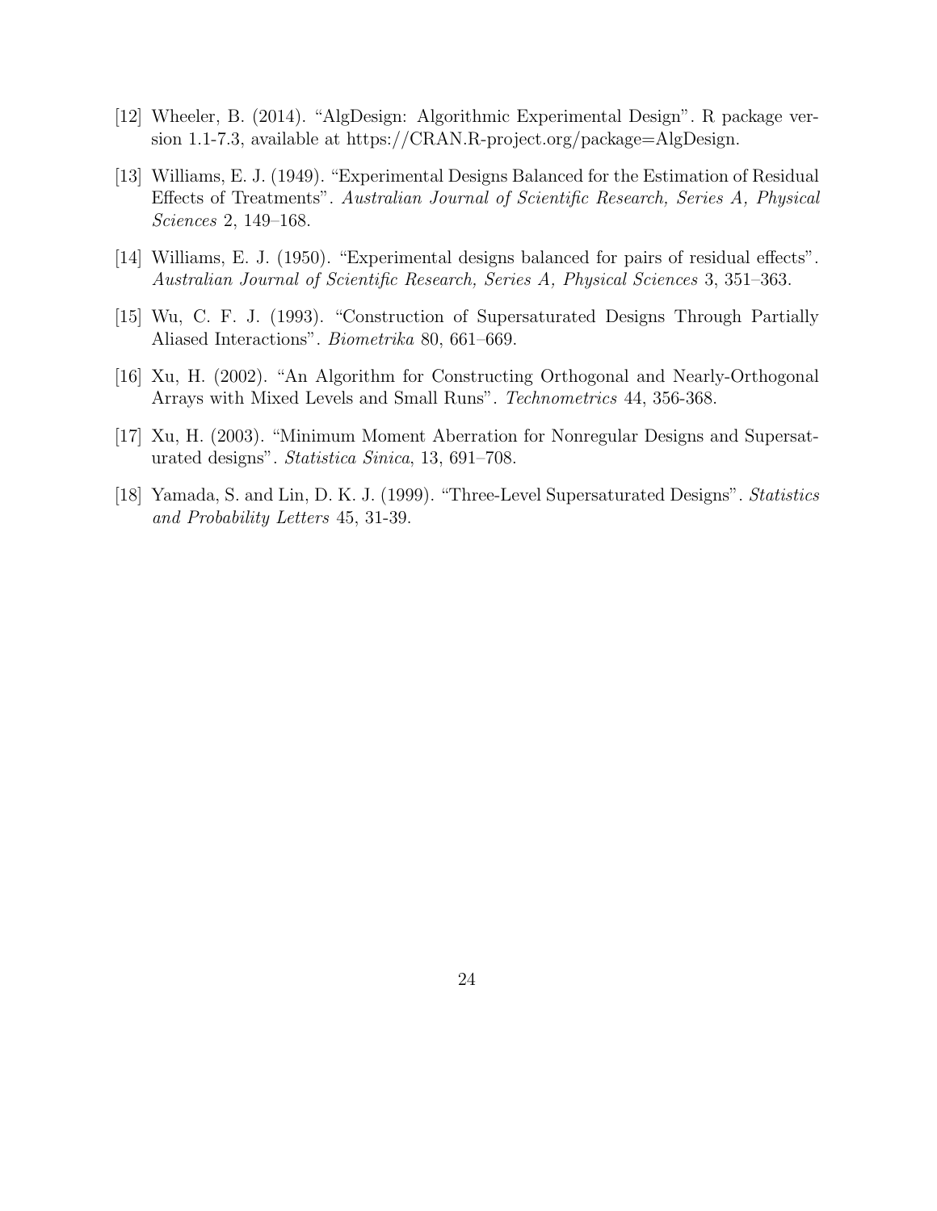[12] Wheeler, B. (2014). "AlgDesign: Algorithmic Experimental Design". R package version 1.1-7.3, available at https://CRAN.R-project.org/package=AlgDesign.

[13] Williams, E. J. (1949). "Experimental Designs Balanced for the Estimation of Residual Effects of Treatments". *Australian Journal of Scientific Research, Series A, Physical Sciences* 2, 149–168.

[14] Williams, E. J. (1950). "Experimental designs balanced for pairs of residual effects". *Australian Journal of Scientific Research, Series A, Physical Sciences* 3, 351–363.

[15] Wu, C. F. J. (1993). "Construction of Supersaturated Designs Through Partially Aliased Interactions". *Biometrika* 80, 661–669.

[16] Xu, H. (2002). "An Algorithm for Constructing Orthogonal and Nearly-Orthogonal Arrays with Mixed Levels and Small Runs". *Technometrics* 44, 356-368.

[17] Xu, H. (2003). "Minimum Moment Aberration for Nonregular Designs and Supersaturated designs". *Statistica Sinica*, 13, 691–708.

[18] Yamada, S. and Lin, D. K. J. (1999). "Three-Level Supersaturated Designs". *Statistics and Probability Letters* 45, 31-39.